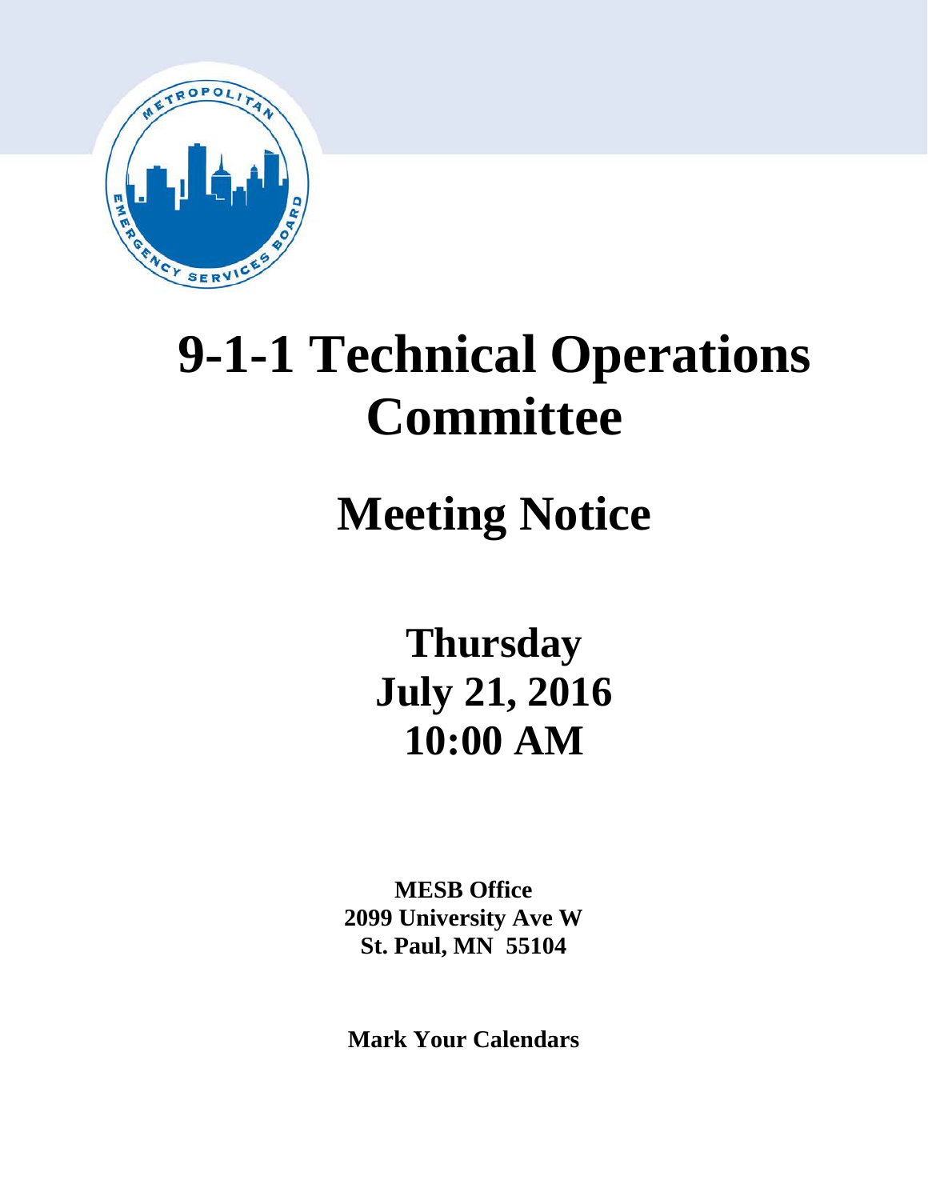# 9-1-1 Technical Operations Committee

## Meeting Notice

**Thursday**
**July 21, 2016**
**10:00 AM**

**MESB Office**
**2099 University Ave W**
**St. Paul, MN 55104**

**Mark Your Calendars**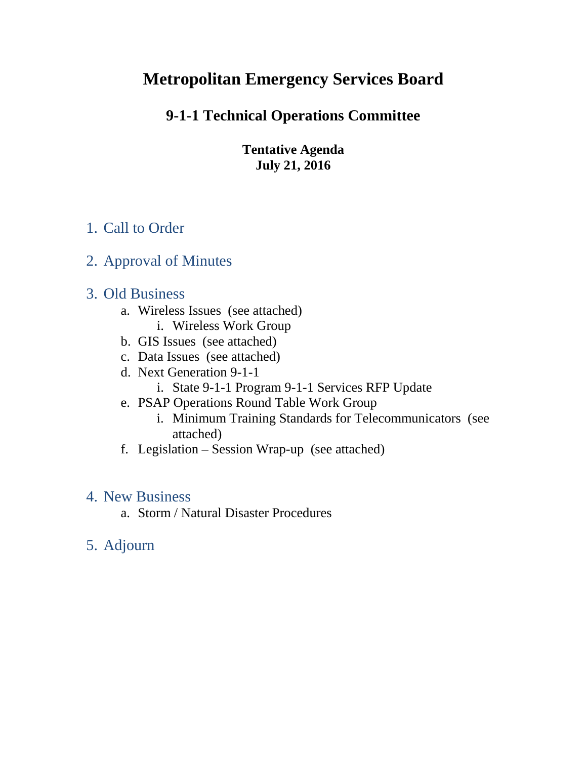# Metropolitan Emergency Services Board

## 9-1-1 Technical Operations Committee

**Tentative Agenda**
**July 21, 2016**

1. Call to Order

2. Approval of Minutes

3. Old Business
   a. Wireless Issues (see attached)
      i. Wireless Work Group
   b. GIS Issues (see attached)
   c. Data Issues (see attached)
   d. Next Generation 9-1-1
      i. State 9-1-1 Program 9-1-1 Services RFP Update
   e. PSAP Operations Round Table Work Group
      i. Minimum Training Standards for Telecommunicators (see attached)
   f. Legislation – Session Wrap-up (see attached)

4. New Business
   a. Storm / Natural Disaster Procedures

5. Adjourn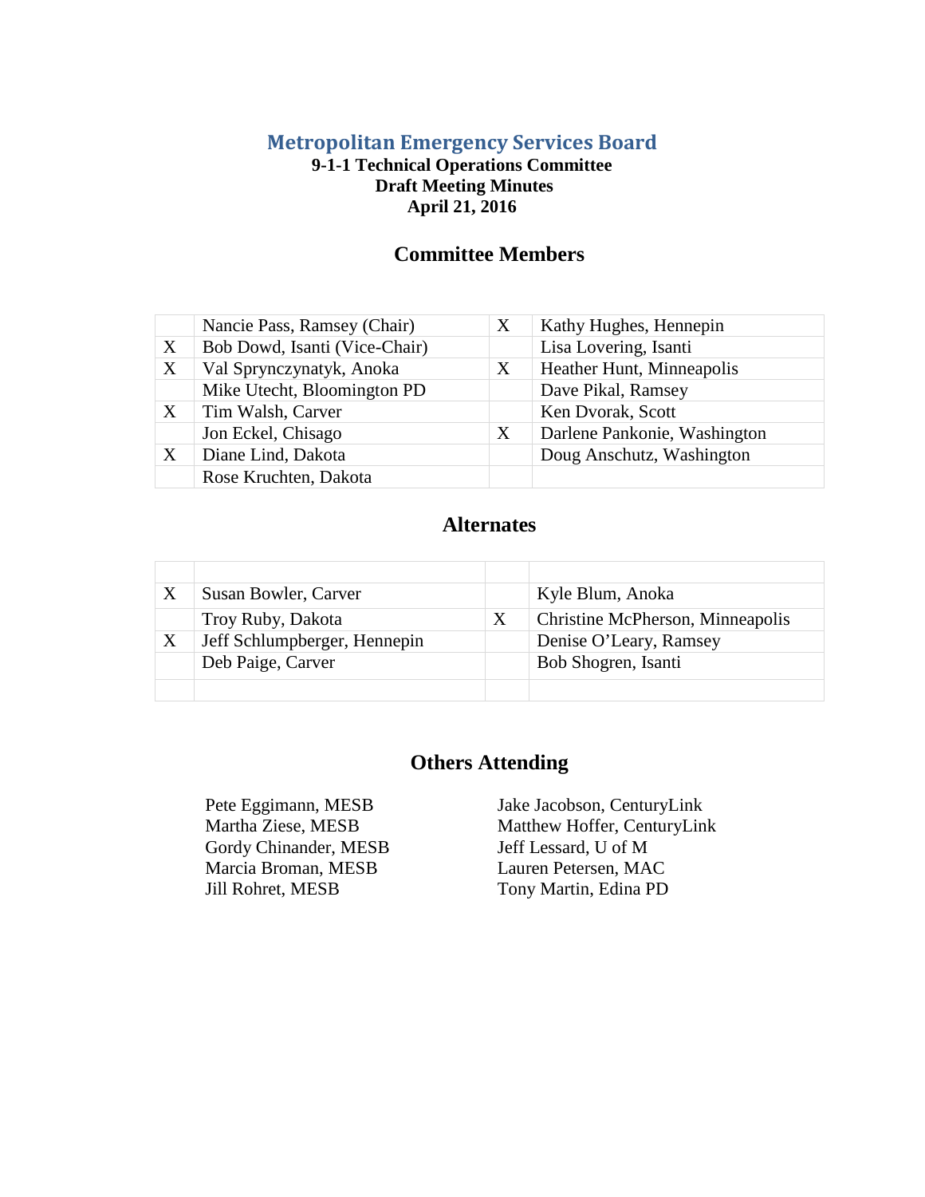# Metropolitan Emergency Services Board

**9-1-1 Technical Operations Committee**
**Draft Meeting Minutes**
**April 21, 2016**

## Committee Members

| | | | |
|---|---|---|---|
| | Nancie Pass, Ramsey (Chair) | X | Kathy Hughes, Hennepin |
| X | Bob Dowd, Isanti (Vice-Chair) | | Lisa Lovering, Isanti |
| X | Val Sprynczynatyk, Anoka | X | Heather Hunt, Minneapolis |
| | Mike Utecht, Bloomington PD | | Dave Pikal, Ramsey |
| X | Tim Walsh, Carver | | Ken Dvorak, Scott |
| | Jon Eckel, Chisago | X | Darlene Pankonie, Washington |
| X | Diane Lind, Dakota | | Doug Anschutz, Washington |
| | Rose Kruchten, Dakota | | |

## Alternates

| | | | |
|---|---|---|---|
| X | Susan Bowler, Carver | | Kyle Blum, Anoka |
| | Troy Ruby, Dakota | X | Christine McPherson, Minneapolis |
| X | Jeff Schlumpberger, Hennepin | | Denise O'Leary, Ramsey |
| | Deb Paige, Carver | | Bob Shogren, Isanti |

## Others Attending

Pete Eggimann, MESB
Martha Ziese, MESB
Gordy Chinander, MESB
Marcia Broman, MESB
Jill Rohret, MESB

Jake Jacobson, CenturyLink
Matthew Hoffer, CenturyLink
Jeff Lessard, U of M
Lauren Petersen, MAC
Tony Martin, Edina PD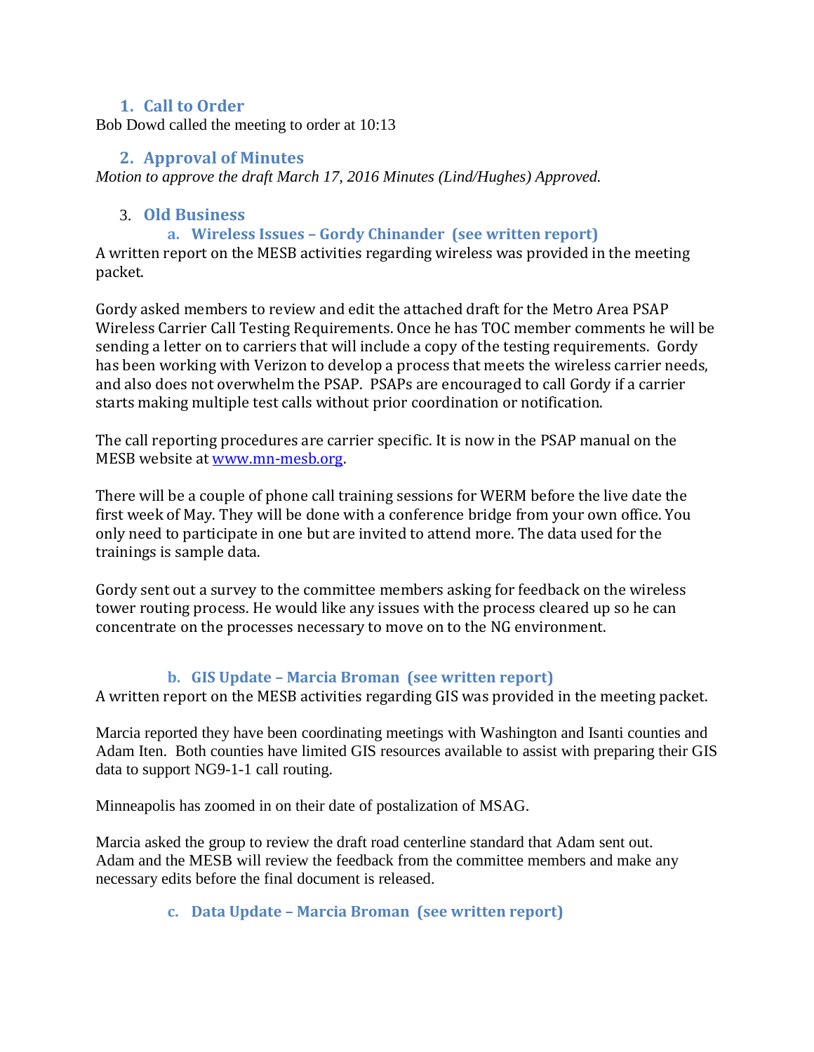## 1. Call to Order

Bob Dowd called the meeting to order at 10:13

## 2. Approval of Minutes

*Motion to approve the draft March 17, 2016 Minutes (Lind/Hughes) Approved.*

## 3. Old Business

### a. Wireless Issues – Gordy Chinander (see written report)

A written report on the MESB activities regarding wireless was provided in the meeting packet.

Gordy asked members to review and edit the attached draft for the Metro Area PSAP Wireless Carrier Call Testing Requirements. Once he has TOC member comments he will be sending a letter on to carriers that will include a copy of the testing requirements. Gordy has been working with Verizon to develop a process that meets the wireless carrier needs, and also does not overwhelm the PSAP. PSAPs are encouraged to call Gordy if a carrier starts making multiple test calls without prior coordination or notification.

The call reporting procedures are carrier specific. It is now in the PSAP manual on the MESB website at [www.mn-mesb.org](http://www.mn-mesb.org).

There will be a couple of phone call training sessions for WERM before the live date the first week of May. They will be done with a conference bridge from your own office. You only need to participate in one but are invited to attend more. The data used for the trainings is sample data.

Gordy sent out a survey to the committee members asking for feedback on the wireless tower routing process. He would like any issues with the process cleared up so he can concentrate on the processes necessary to move on to the NG environment.

### b. GIS Update – Marcia Broman (see written report)

A written report on the MESB activities regarding GIS was provided in the meeting packet.

Marcia reported they have been coordinating meetings with Washington and Isanti counties and Adam Iten. Both counties have limited GIS resources available to assist with preparing their GIS data to support NG9-1-1 call routing.

Minneapolis has zoomed in on their date of postalization of MSAG.

Marcia asked the group to review the draft road centerline standard that Adam sent out. Adam and the MESB will review the feedback from the committee members and make any necessary edits before the final document is released.

### c. Data Update – Marcia Broman (see written report)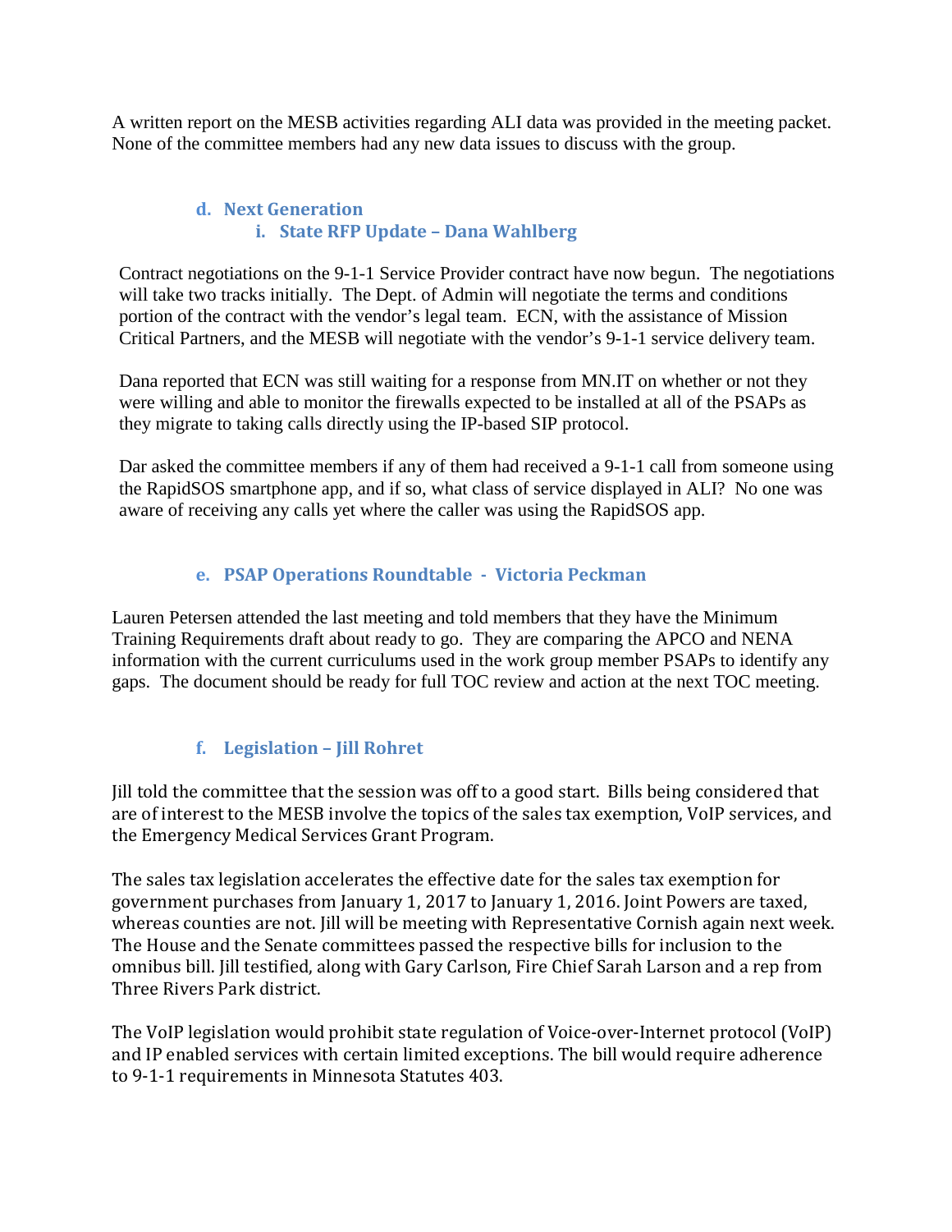A written report on the MESB activities regarding ALI data was provided in the meeting packet. None of the committee members had any new data issues to discuss with the group.

### d. Next Generation

#### i. State RFP Update – Dana Wahlberg

Contract negotiations on the 9-1-1 Service Provider contract have now begun. The negotiations will take two tracks initially. The Dept. of Admin will negotiate the terms and conditions portion of the contract with the vendor's legal team. ECN, with the assistance of Mission Critical Partners, and the MESB will negotiate with the vendor's 9-1-1 service delivery team.

Dana reported that ECN was still waiting for a response from MN.IT on whether or not they were willing and able to monitor the firewalls expected to be installed at all of the PSAPs as they migrate to taking calls directly using the IP-based SIP protocol.

Dar asked the committee members if any of them had received a 9-1-1 call from someone using the RapidSOS smartphone app, and if so, what class of service displayed in ALI? No one was aware of receiving any calls yet where the caller was using the RapidSOS app.

### e. PSAP Operations Roundtable - Victoria Peckman

Lauren Petersen attended the last meeting and told members that they have the Minimum Training Requirements draft about ready to go. They are comparing the APCO and NENA information with the current curriculums used in the work group member PSAPs to identify any gaps. The document should be ready for full TOC review and action at the next TOC meeting.

### f. Legislation – Jill Rohret

Jill told the committee that the session was off to a good start. Bills being considered that are of interest to the MESB involve the topics of the sales tax exemption, VoIP services, and the Emergency Medical Services Grant Program.

The sales tax legislation accelerates the effective date for the sales tax exemption for government purchases from January 1, 2017 to January 1, 2016. Joint Powers are taxed, whereas counties are not. Jill will be meeting with Representative Cornish again next week. The House and the Senate committees passed the respective bills for inclusion to the omnibus bill. Jill testified, along with Gary Carlson, Fire Chief Sarah Larson and a rep from Three Rivers Park district.

The VoIP legislation would prohibit state regulation of Voice-over-Internet protocol (VoIP) and IP enabled services with certain limited exceptions. The bill would require adherence to 9-1-1 requirements in Minnesota Statutes 403.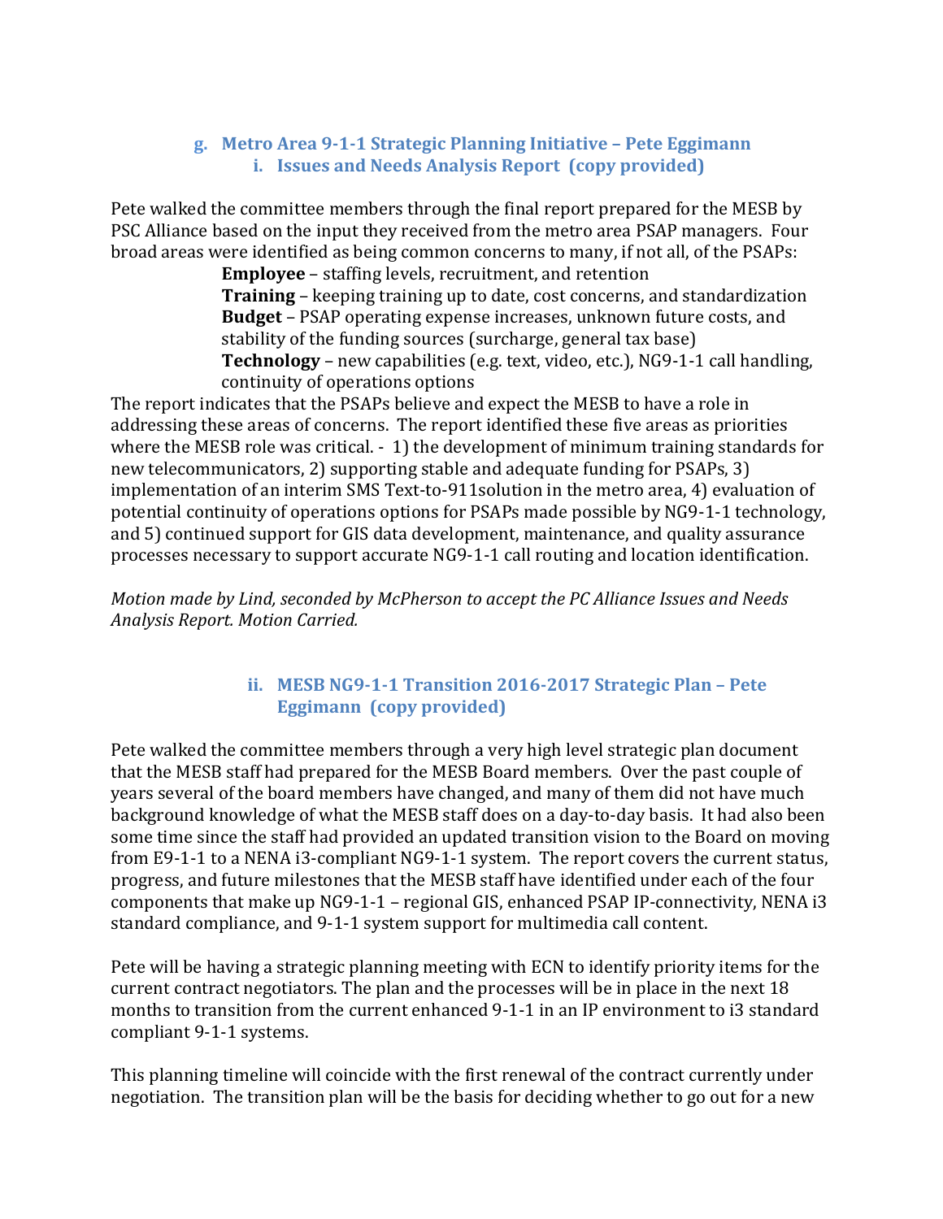### g. Metro Area 9-1-1 Strategic Planning Initiative – Pete Eggimann

#### i. Issues and Needs Analysis Report (copy provided)

Pete walked the committee members through the final report prepared for the MESB by PSC Alliance based on the input they received from the metro area PSAP managers. Four broad areas were identified as being common concerns to many, if not all, of the PSAPs:

**Employee** – staffing levels, recruitment, and retention
**Training** – keeping training up to date, cost concerns, and standardization
**Budget** – PSAP operating expense increases, unknown future costs, and stability of the funding sources (surcharge, general tax base)
**Technology** – new capabilities (e.g. text, video, etc.), NG9-1-1 call handling, continuity of operations options

The report indicates that the PSAPs believe and expect the MESB to have a role in addressing these areas of concerns. The report identified these five areas as priorities where the MESB role was critical. - 1) the development of minimum training standards for new telecommunicators, 2) supporting stable and adequate funding for PSAPs, 3) implementation of an interim SMS Text-to-911solution in the metro area, 4) evaluation of potential continuity of operations options for PSAPs made possible by NG9-1-1 technology, and 5) continued support for GIS data development, maintenance, and quality assurance processes necessary to support accurate NG9-1-1 call routing and location identification.

*Motion made by Lind, seconded by McPherson to accept the PC Alliance Issues and Needs Analysis Report. Motion Carried.*

#### ii. MESB NG9-1-1 Transition 2016-2017 Strategic Plan – Pete Eggimann (copy provided)

Pete walked the committee members through a very high level strategic plan document that the MESB staff had prepared for the MESB Board members. Over the past couple of years several of the board members have changed, and many of them did not have much background knowledge of what the MESB staff does on a day-to-day basis. It had also been some time since the staff had provided an updated transition vision to the Board on moving from E9-1-1 to a NENA i3-compliant NG9-1-1 system. The report covers the current status, progress, and future milestones that the MESB staff have identified under each of the four components that make up NG9-1-1 – regional GIS, enhanced PSAP IP-connectivity, NENA i3 standard compliance, and 9-1-1 system support for multimedia call content.

Pete will be having a strategic planning meeting with ECN to identify priority items for the current contract negotiators. The plan and the processes will be in place in the next 18 months to transition from the current enhanced 9-1-1 in an IP environment to i3 standard compliant 9-1-1 systems.

This planning timeline will coincide with the first renewal of the contract currently under negotiation. The transition plan will be the basis for deciding whether to go out for a new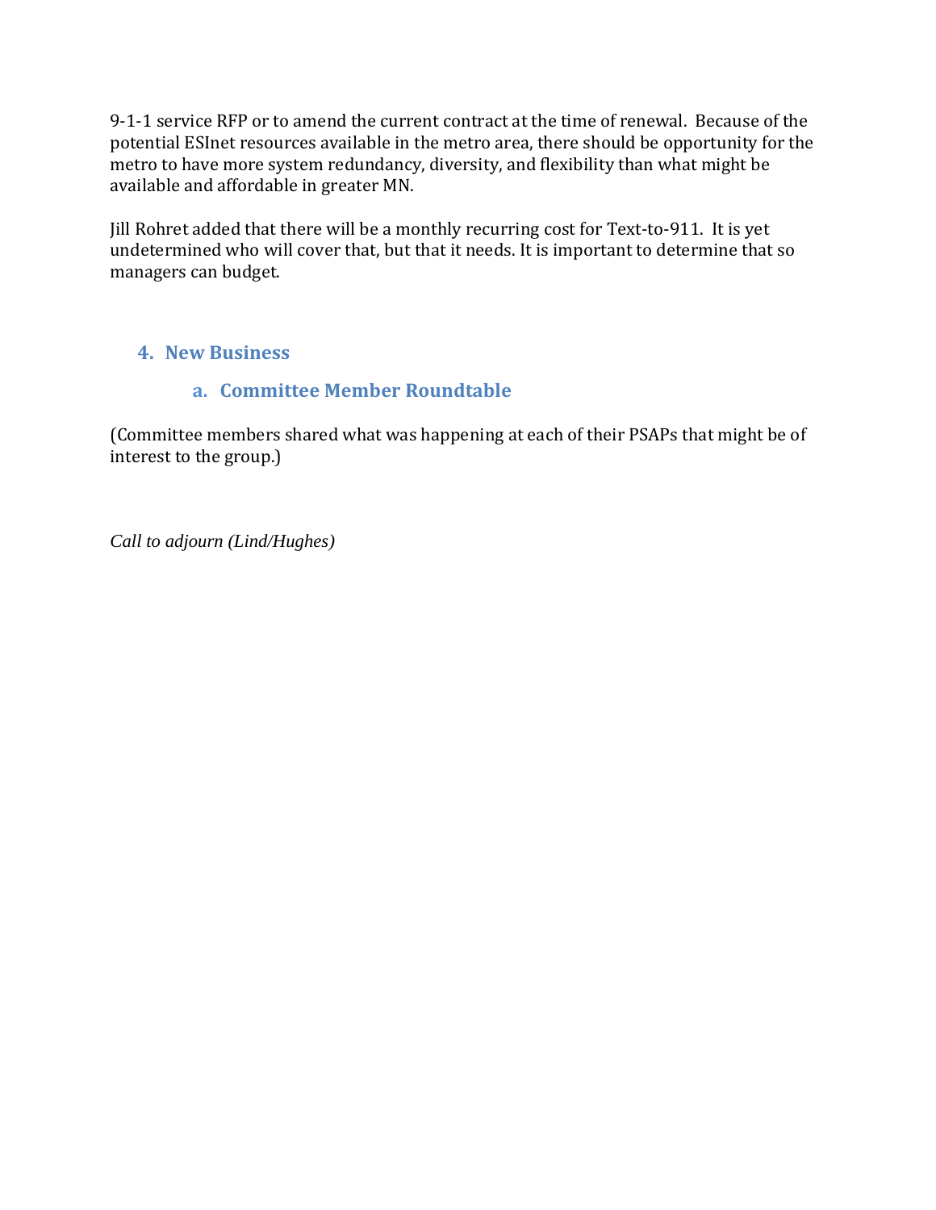9-1-1 service RFP or to amend the current contract at the time of renewal. Because of the potential ESInet resources available in the metro area, there should be opportunity for the metro to have more system redundancy, diversity, and flexibility than what might be available and affordable in greater MN.

Jill Rohret added that there will be a monthly recurring cost for Text-to-911. It is yet undetermined who will cover that, but that it needs. It is important to determine that so managers can budget.

## 4. New Business

### a. Committee Member Roundtable

(Committee members shared what was happening at each of their PSAPs that might be of interest to the group.)

*Call to adjourn (Lind/Hughes)*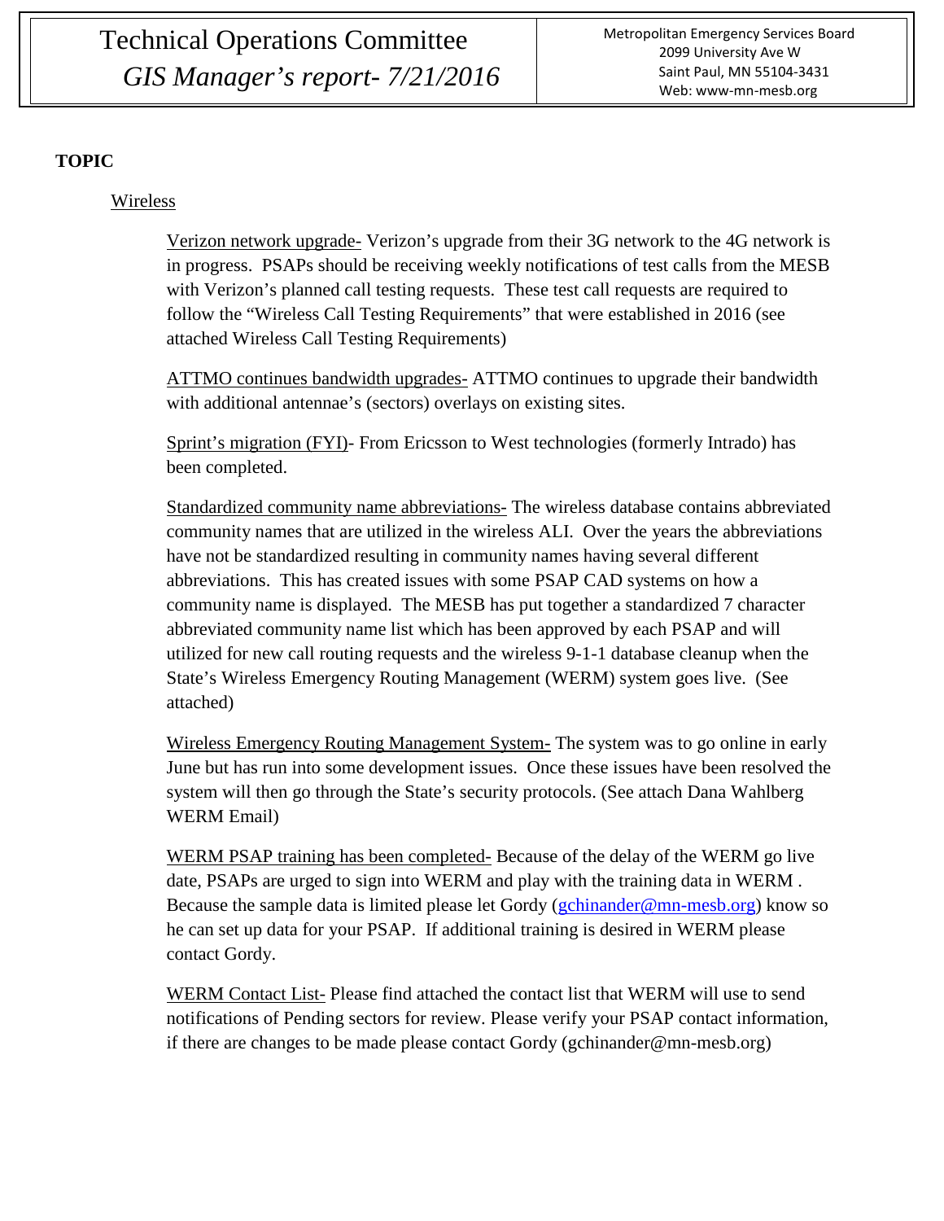# Technical Operations Committee
## *GIS Manager's report- 7/21/2016*

Metropolitan Emergency Services Board
2099 University Ave W
Saint Paul, MN 55104-3431
Web: www-mn-mesb.org

**TOPIC**

Wireless

Verizon network upgrade- Verizon's upgrade from their 3G network to the 4G network is in progress. PSAPs should be receiving weekly notifications of test calls from the MESB with Verizon's planned call testing requests. These test call requests are required to follow the "Wireless Call Testing Requirements" that were established in 2016 (see attached Wireless Call Testing Requirements)

ATTMO continues bandwidth upgrades- ATTMO continues to upgrade their bandwidth with additional antennae's (sectors) overlays on existing sites.

Sprint's migration (FYI)- From Ericsson to West technologies (formerly Intrado) has been completed.

Standardized community name abbreviations- The wireless database contains abbreviated community names that are utilized in the wireless ALI. Over the years the abbreviations have not be standardized resulting in community names having several different abbreviations. This has created issues with some PSAP CAD systems on how a community name is displayed. The MESB has put together a standardized 7 character abbreviated community name list which has been approved by each PSAP and will utilized for new call routing requests and the wireless 9-1-1 database cleanup when the State's Wireless Emergency Routing Management (WERM) system goes live. (See attached)

Wireless Emergency Routing Management System- The system was to go online in early June but has run into some development issues. Once these issues have been resolved the system will then go through the State's security protocols. (See attach Dana Wahlberg WERM Email)

WERM PSAP training has been completed- Because of the delay of the WERM go live date, PSAPs are urged to sign into WERM and play with the training data in WERM . Because the sample data is limited please let Gordy (gchinander@mn-mesb.org) know so he can set up data for your PSAP. If additional training is desired in WERM please contact Gordy.

WERM Contact List- Please find attached the contact list that WERM will use to send notifications of Pending sectors for review. Please verify your PSAP contact information, if there are changes to be made please contact Gordy (gchinander@mn-mesb.org)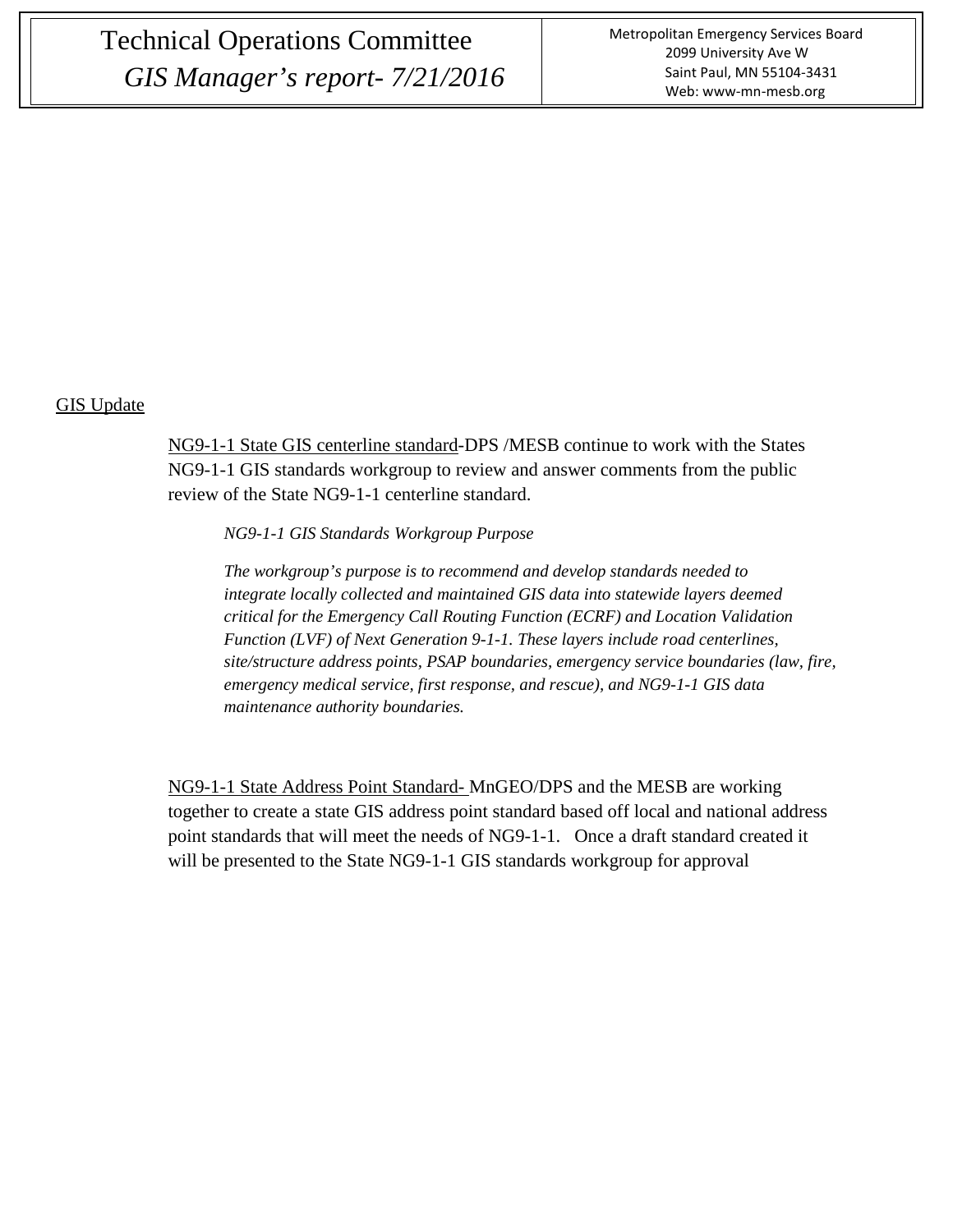# Technical Operations Committee

*GIS Manager's report- 7/21/2016*

Metropolitan Emergency Services Board
2099 University Ave W
Saint Paul, MN 55104-3431
Web: www-mn-mesb.org

## GIS Update

NG9-1-1 State GIS centerline standard-DPS /MESB continue to work with the States NG9-1-1 GIS standards workgroup to review and answer comments from the public review of the State NG9-1-1 centerline standard.

*NG9-1-1 GIS Standards Workgroup Purpose*

*The workgroup's purpose is to recommend and develop standards needed to integrate locally collected and maintained GIS data into statewide layers deemed critical for the Emergency Call Routing Function (ECRF) and Location Validation Function (LVF) of Next Generation 9-1-1. These layers include road centerlines, site/structure address points, PSAP boundaries, emergency service boundaries (law, fire, emergency medical service, first response, and rescue), and NG9-1-1 GIS data maintenance authority boundaries.*

NG9-1-1 State Address Point Standard- MnGEO/DPS and the MESB are working together to create a state GIS address point standard based off local and national address point standards that will meet the needs of NG9-1-1. Once a draft standard created it will be presented to the State NG9-1-1 GIS standards workgroup for approval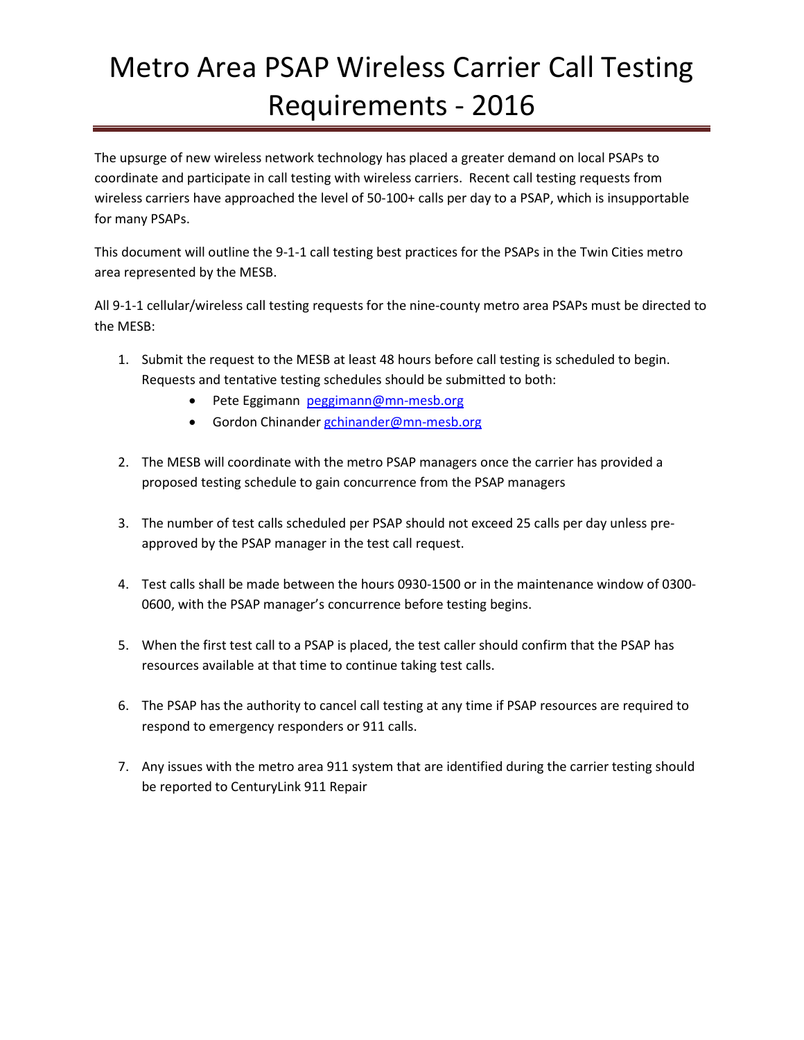# Metro Area PSAP Wireless Carrier Call Testing Requirements - 2016

The upsurge of new wireless network technology has placed a greater demand on local PSAPs to coordinate and participate in call testing with wireless carriers. Recent call testing requests from wireless carriers have approached the level of 50-100+ calls per day to a PSAP, which is insupportable for many PSAPs.

This document will outline the 9-1-1 call testing best practices for the PSAPs in the Twin Cities metro area represented by the MESB.

All 9-1-1 cellular/wireless call testing requests for the nine-county metro area PSAPs must be directed to the MESB:

1. Submit the request to the MESB at least 48 hours before call testing is scheduled to begin. Requests and tentative testing schedules should be submitted to both:
   - Pete Eggimann [peggimann@mn-mesb.org](mailto:peggimann@mn-mesb.org)
   - Gordon Chinander [gchinander@mn-mesb.org](mailto:gchinander@mn-mesb.org)

2. The MESB will coordinate with the metro PSAP managers once the carrier has provided a proposed testing schedule to gain concurrence from the PSAP managers

3. The number of test calls scheduled per PSAP should not exceed 25 calls per day unless pre-approved by the PSAP manager in the test call request.

4. Test calls shall be made between the hours 0930-1500 or in the maintenance window of 0300-0600, with the PSAP manager's concurrence before testing begins.

5. When the first test call to a PSAP is placed, the test caller should confirm that the PSAP has resources available at that time to continue taking test calls.

6. The PSAP has the authority to cancel call testing at any time if PSAP resources are required to respond to emergency responders or 911 calls.

7. Any issues with the metro area 911 system that are identified during the carrier testing should be reported to CenturyLink 911 Repair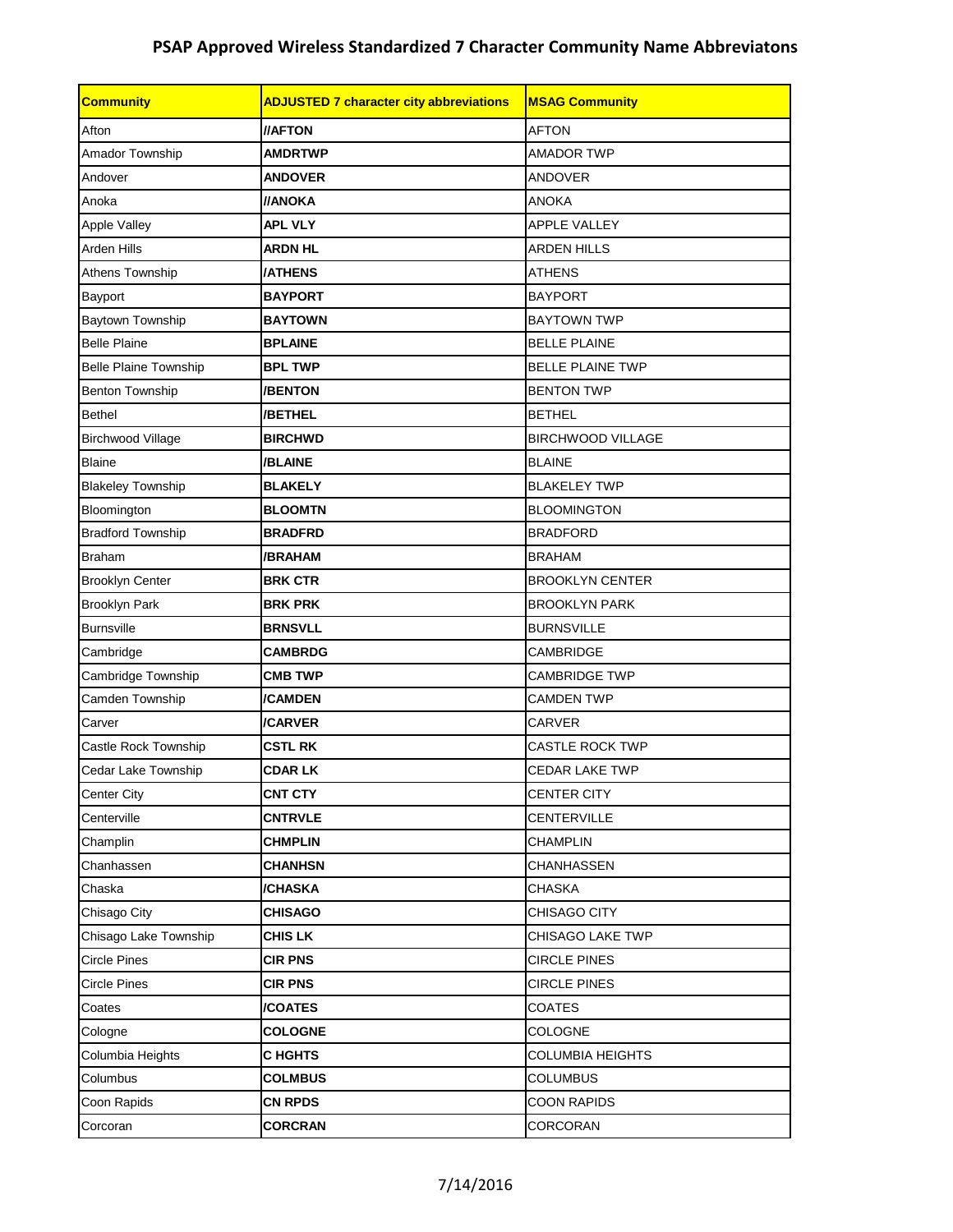# PSAP Approved Wireless Standardized 7 Character Community Name Abbreviatons

| Community | ADJUSTED 7 character city abbreviations | MSAG Community |
|---|---|---|
| Afton | **//AFTON** | AFTON |
| Amador Township | **AMDRTWP** | AMADOR TWP |
| Andover | **ANDOVER** | ANDOVER |
| Anoka | **//ANOKA** | ANOKA |
| Apple Valley | **APL VLY** | APPLE VALLEY |
| Arden Hills | **ARDN HL** | ARDEN HILLS |
| Athens Township | **/ATHENS** | ATHENS |
| Bayport | **BAYPORT** | BAYPORT |
| Baytown Township | **BAYTOWN** | BAYTOWN TWP |
| Belle Plaine | **BPLAINE** | BELLE PLAINE |
| Belle Plaine Township | **BPL TWP** | BELLE PLAINE TWP |
| Benton Township | **/BENTON** | BENTON TWP |
| Bethel | **/BETHEL** | BETHEL |
| Birchwood Village | **BIRCHWD** | BIRCHWOOD VILLAGE |
| Blaine | **/BLAINE** | BLAINE |
| Blakeley Township | **BLAKELY** | BLAKELEY TWP |
| Bloomington | **BLOOMTN** | BLOOMINGTON |
| Bradford Township | **BRADFRD** | BRADFORD |
| Braham | **/BRAHAM** | BRAHAM |
| Brooklyn Center | **BRK CTR** | BROOKLYN CENTER |
| Brooklyn Park | **BRK PRK** | BROOKLYN PARK |
| Burnsville | **BRNSVLL** | BURNSVILLE |
| Cambridge | **CAMBRDG** | CAMBRIDGE |
| Cambridge Township | **CMB TWP** | CAMBRIDGE TWP |
| Camden Township | **/CAMDEN** | CAMDEN TWP |
| Carver | **/CARVER** | CARVER |
| Castle Rock Township | **CSTL RK** | CASTLE ROCK TWP |
| Cedar Lake Township | **CDAR LK** | CEDAR LAKE TWP |
| Center City | **CNT CTY** | CENTER CITY |
| Centerville | **CNTRVLE** | CENTERVILLE |
| Champlin | **CHMPLIN** | CHAMPLIN |
| Chanhassen | **CHANHSN** | CHANHASSEN |
| Chaska | **/CHASKA** | CHASKA |
| Chisago City | **CHISAGO** | CHISAGO CITY |
| Chisago Lake Township | **CHIS LK** | CHISAGO LAKE TWP |
| Circle Pines | **CIR PNS** | CIRCLE PINES |
| Circle Pines | **CIR PNS** | CIRCLE PINES |
| Coates | **/COATES** | COATES |
| Cologne | **COLOGNE** | COLOGNE |
| Columbia Heights | **C HGHTS** | COLUMBIA HEIGHTS |
| Columbus | **COLMBUS** | COLUMBUS |
| Coon Rapids | **CN RPDS** | COON RAPIDS |
| Corcoran | **CORCRAN** | CORCORAN |

7/14/2016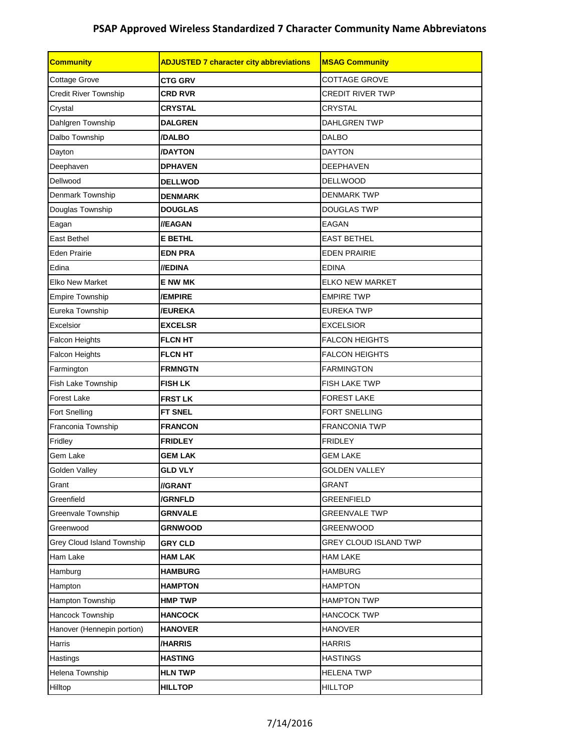# PSAP Approved Wireless Standardized 7 Character Community Name Abbreviatons

| Community | ADJUSTED 7 character city abbreviations | MSAG Community |
|---|---|---|
| Cottage Grove | **CTG GRV** | COTTAGE GROVE |
| Credit River Township | **CRD RVR** | CREDIT RIVER TWP |
| Crystal | **CRYSTAL** | CRYSTAL |
| Dahlgren Township | **DALGREN** | DAHLGREN TWP |
| Dalbo Township | **/DALBO** | DALBO |
| Dayton | **/DAYTON** | DAYTON |
| Deephaven | **DPHAVEN** | DEEPHAVEN |
| Dellwood | **DELLWOD** | DELLWOOD |
| Denmark Township | **DENMARK** | DENMARK TWP |
| Douglas Township | **DOUGLAS** | DOUGLAS TWP |
| Eagan | **//EAGAN** | EAGAN |
| East Bethel | **E BETHL** | EAST BETHEL |
| Eden Prairie | **EDN PRA** | EDEN PRAIRIE |
| Edina | **//EDINA** | EDINA |
| Elko New Market | **E NW MK** | ELKO NEW MARKET |
| Empire Township | **/EMPIRE** | EMPIRE TWP |
| Eureka Township | **/EUREKA** | EUREKA TWP |
| Excelsior | **EXCELSR** | EXCELSIOR |
| Falcon Heights | **FLCN HT** | FALCON HEIGHTS |
| Falcon Heights | **FLCN HT** | FALCON HEIGHTS |
| Farmington | **FRMNGTN** | FARMINGTON |
| Fish Lake Township | **FISH LK** | FISH LAKE TWP |
| Forest Lake | **FRST LK** | FOREST LAKE |
| Fort Snelling | **FT SNEL** | FORT SNELLING |
| Franconia Township | **FRANCON** | FRANCONIA TWP |
| Fridley | **FRIDLEY** | FRIDLEY |
| Gem Lake | **GEM LAK** | GEM LAKE |
| Golden Valley | **GLD VLY** | GOLDEN VALLEY |
| Grant | **//GRANT** | GRANT |
| Greenfield | **/GRNFLD** | GREENFIELD |
| Greenvale Township | **GRNVALE** | GREENVALE TWP |
| Greenwood | **GRNWOOD** | GREENWOOD |
| Grey Cloud Island Township | **GRY CLD** | GREY CLOUD ISLAND TWP |
| Ham Lake | **HAM LAK** | HAM LAKE |
| Hamburg | **HAMBURG** | HAMBURG |
| Hampton | **HAMPTON** | HAMPTON |
| Hampton Township | **HMP TWP** | HAMPTON TWP |
| Hancock Township | **HANCOCK** | HANCOCK TWP |
| Hanover (Hennepin portion) | **HANOVER** | HANOVER |
| Harris | **/HARRIS** | HARRIS |
| Hastings | **HASTING** | HASTINGS |
| Helena Township | **HLN TWP** | HELENA TWP |
| Hilltop | **HILLTOP** | HILLTOP |

7/14/2016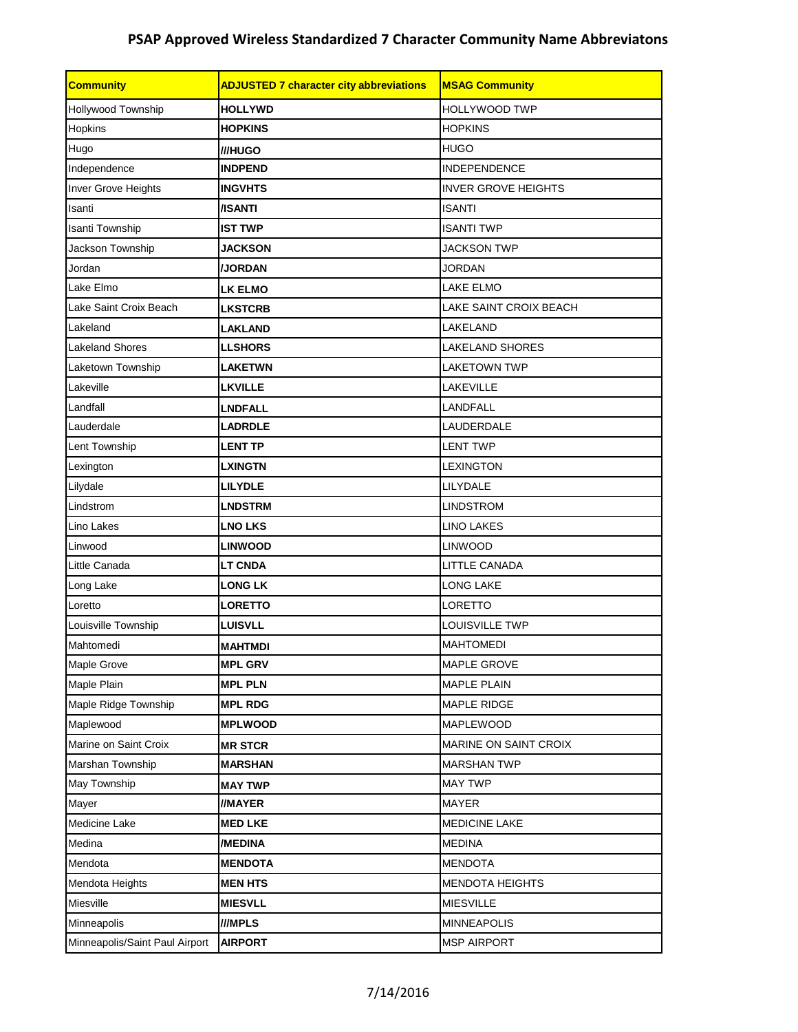## PSAP Approved Wireless Standardized 7 Character Community Name Abbreviatons

| Community | ADJUSTED 7 character city abbreviations | MSAG Community |
|---|---|---|
| Hollywood Township | **HOLLYWD** | HOLLYWOOD TWP |
| Hopkins | **HOPKINS** | HOPKINS |
| Hugo | **///HUGO** | HUGO |
| Independence | **INDPEND** | INDEPENDENCE |
| Inver Grove Heights | **INGVHTS** | INVER GROVE HEIGHTS |
| Isanti | **/ISANTI** | ISANTI |
| Isanti Township | **IST TWP** | ISANTI TWP |
| Jackson Township | **JACKSON** | JACKSON TWP |
| Jordan | **/JORDAN** | JORDAN |
| Lake Elmo | **LK ELMO** | LAKE ELMO |
| Lake Saint Croix Beach | **LKSTCRB** | LAKE SAINT CROIX BEACH |
| Lakeland | **LAKLAND** | LAKELAND |
| Lakeland Shores | **LLSHORS** | LAKELAND SHORES |
| Laketown Township | **LAKETWN** | LAKETOWN TWP |
| Lakeville | **LKVILLE** | LAKEVILLE |
| Landfall | **LNDFALL** | LANDFALL |
| Lauderdale | **LADRDLE** | LAUDERDALE |
| Lent Township | **LENT TP** | LENT TWP |
| Lexington | **LXINGTN** | LEXINGTON |
| Lilydale | **LILYDLE** | LILYDALE |
| Lindstrom | **LNDSTRM** | LINDSTROM |
| Lino Lakes | **LNO LKS** | LINO LAKES |
| Linwood | **LINWOOD** | LINWOOD |
| Little Canada | **LT CNDA** | LITTLE CANADA |
| Long Lake | **LONG LK** | LONG LAKE |
| Loretto | **LORETTO** | LORETTO |
| Louisville Township | **LUISVLL** | LOUISVILLE TWP |
| Mahtomedi | **MAHTMDI** | MAHTOMEDI |
| Maple Grove | **MPL GRV** | MAPLE GROVE |
| Maple Plain | **MPL PLN** | MAPLE PLAIN |
| Maple Ridge Township | **MPL RDG** | MAPLE RIDGE |
| Maplewood | **MPLWOOD** | MAPLEWOOD |
| Marine on Saint Croix | **MR STCR** | MARINE ON SAINT CROIX |
| Marshan Township | **MARSHAN** | MARSHAN TWP |
| May Township | **MAY TWP** | MAY TWP |
| Mayer | **//MAYER** | MAYER |
| Medicine Lake | **MED LKE** | MEDICINE LAKE |
| Medina | **/MEDINA** | MEDINA |
| Mendota | **MENDOTA** | MENDOTA |
| Mendota Heights | **MEN HTS** | MENDOTA HEIGHTS |
| Miesville | **MIESVLL** | MIESVILLE |
| Minneapolis | **///MPLS** | MINNEAPOLIS |
| Minneapolis/Saint Paul Airport | **AIRPORT** | MSP AIRPORT |

7/14/2016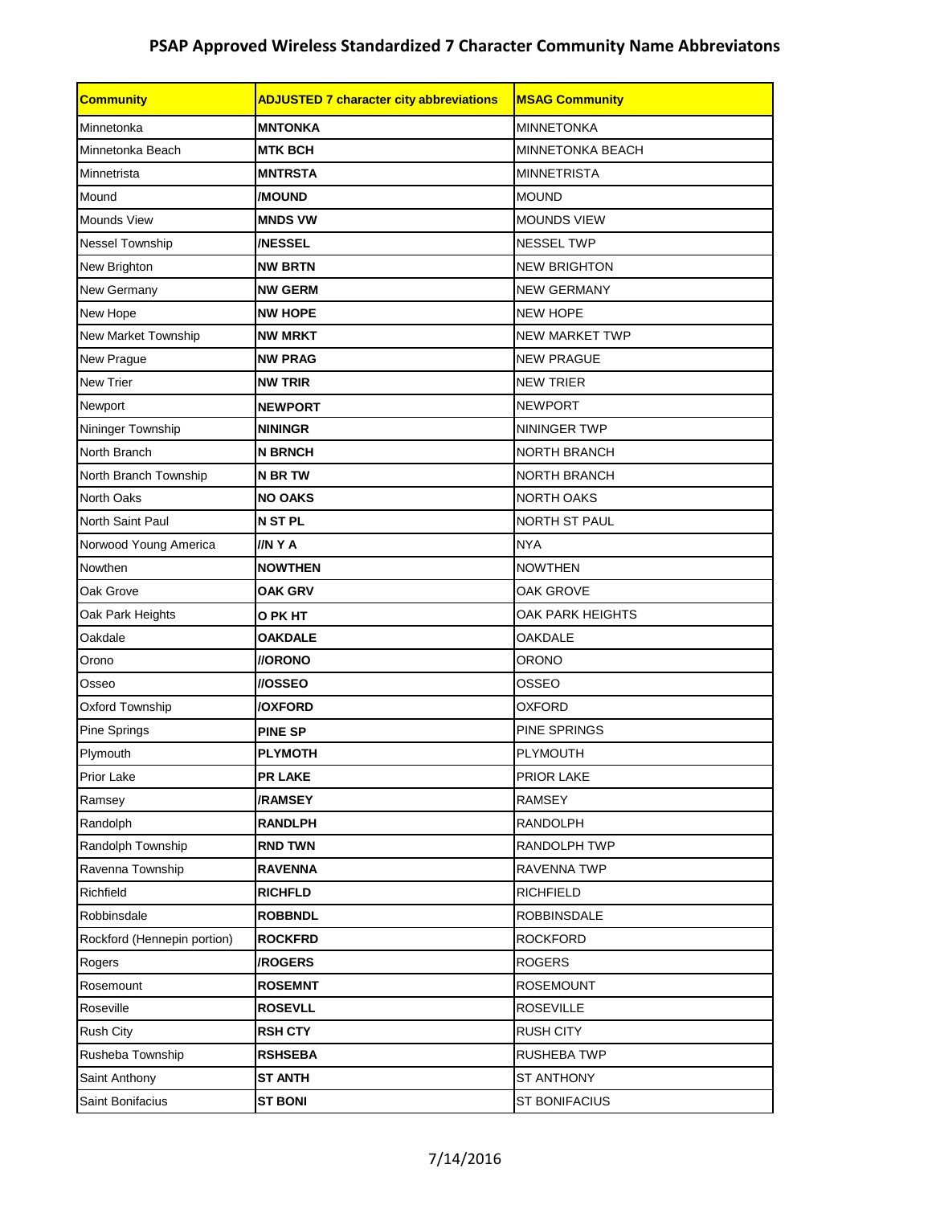# PSAP Approved Wireless Standardized 7 Character Community Name Abbreviatons

| Community | ADJUSTED 7 character city abbreviations | MSAG Community |
|---|---|---|
| Minnetonka | **MNTONKA** | MINNETONKA |
| Minnetonka Beach | **MTK BCH** | MINNETONKA BEACH |
| Minnetrista | **MNTRSTA** | MINNETRISTA |
| Mound | **/MOUND** | MOUND |
| Mounds View | **MNDS VW** | MOUNDS VIEW |
| Nessel Township | **/NESSEL** | NESSEL TWP |
| New Brighton | **NW BRTN** | NEW BRIGHTON |
| New Germany | **NW GERM** | NEW GERMANY |
| New Hope | **NW HOPE** | NEW HOPE |
| New Market Township | **NW MRKT** | NEW MARKET TWP |
| New Prague | **NW PRAG** | NEW PRAGUE |
| New Trier | **NW TRIR** | NEW TRIER |
| Newport | **NEWPORT** | NEWPORT |
| Nininger Township | **NININGR** | NININGER TWP |
| North Branch | **N BRNCH** | NORTH BRANCH |
| North Branch Township | **N BR TW** | NORTH BRANCH |
| North Oaks | **NO OAKS** | NORTH OAKS |
| North Saint Paul | **N ST PL** | NORTH ST PAUL |
| Norwood Young America | **//N Y A** | NYA |
| Nowthen | **NOWTHEN** | NOWTHEN |
| Oak Grove | **OAK GRV** | OAK GROVE |
| Oak Park Heights | **O PK HT** | OAK PARK HEIGHTS |
| Oakdale | **OAKDALE** | OAKDALE |
| Orono | **//ORONO** | ORONO |
| Osseo | **//OSSEO** | OSSEO |
| Oxford Township | **/OXFORD** | OXFORD |
| Pine Springs | **PINE SP** | PINE SPRINGS |
| Plymouth | **PLYMOTH** | PLYMOUTH |
| Prior Lake | **PR LAKE** | PRIOR LAKE |
| Ramsey | **/RAMSEY** | RAMSEY |
| Randolph | **RANDLPH** | RANDOLPH |
| Randolph Township | **RND TWN** | RANDOLPH TWP |
| Ravenna Township | **RAVENNA** | RAVENNA TWP |
| Richfield | **RICHFLD** | RICHFIELD |
| Robbinsdale | **ROBBNDL** | ROBBINSDALE |
| Rockford (Hennepin portion) | **ROCKFRD** | ROCKFORD |
| Rogers | **/ROGERS** | ROGERS |
| Rosemount | **ROSEMNT** | ROSEMOUNT |
| Roseville | **ROSEVLL** | ROSEVILLE |
| Rush City | **RSH CTY** | RUSH CITY |
| Rusheba Township | **RSHSEBA** | RUSHEBA TWP |
| Saint Anthony | **ST ANTH** | ST ANTHONY |
| Saint Bonifacius | **ST BONI** | ST BONIFACIUS |

7/14/2016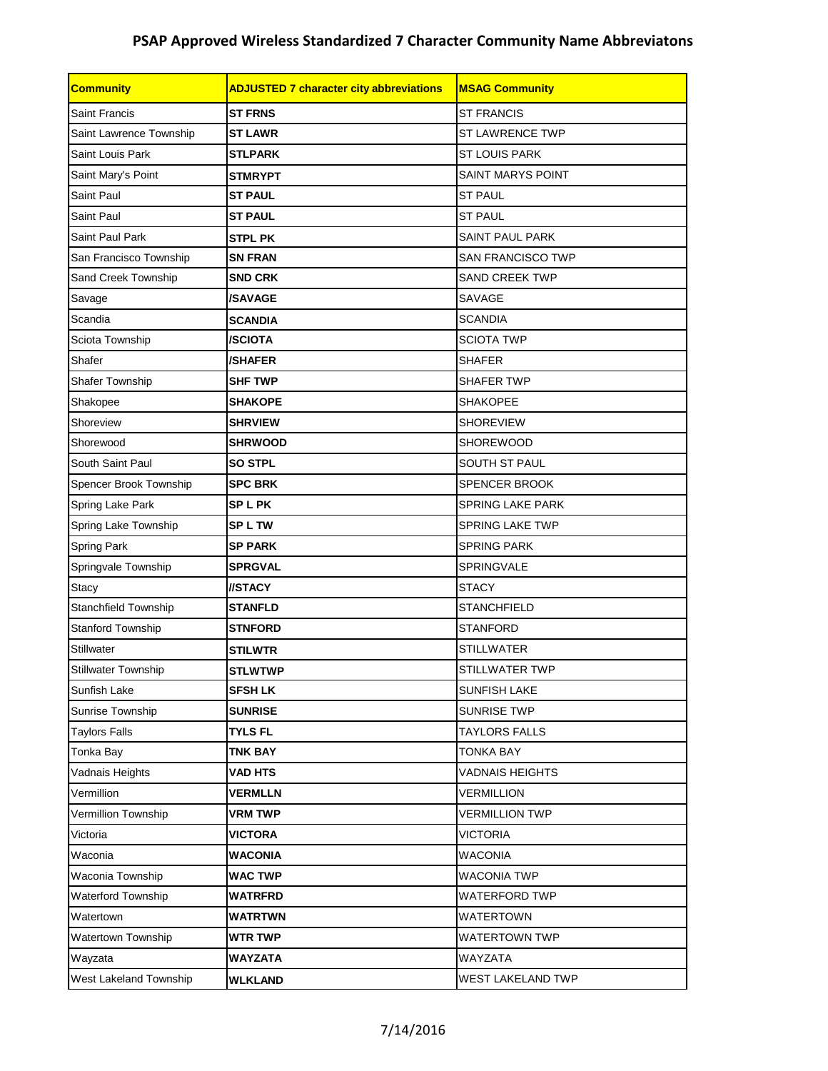# PSAP Approved Wireless Standardized 7 Character Community Name Abbreviatons

| Community | ADJUSTED 7 character city abbreviations | MSAG Community |
|---|---|---|
| Saint Francis | **ST FRNS** | ST FRANCIS |
| Saint Lawrence Township | **ST LAWR** | ST LAWRENCE TWP |
| Saint Louis Park | **STLPARK** | ST LOUIS PARK |
| Saint Mary's Point | **STMRYPT** | SAINT MARYS POINT |
| Saint Paul | **ST PAUL** | ST PAUL |
| Saint Paul | **ST PAUL** | ST PAUL |
| Saint Paul Park | **STPL PK** | SAINT PAUL PARK |
| San Francisco Township | **SN FRAN** | SAN FRANCISCO TWP |
| Sand Creek Township | **SND CRK** | SAND CREEK TWP |
| Savage | **/SAVAGE** | SAVAGE |
| Scandia | **SCANDIA** | SCANDIA |
| Sciota Township | **/SCIOTA** | SCIOTA TWP |
| Shafer | **/SHAFER** | SHAFER |
| Shafer Township | **SHF TWP** | SHAFER TWP |
| Shakopee | **SHAKOPE** | SHAKOPEE |
| Shoreview | **SHRVIEW** | SHOREVIEW |
| Shorewood | **SHRWOOD** | SHOREWOOD |
| South Saint Paul | **SO STPL** | SOUTH ST PAUL |
| Spencer Brook Township | **SPC BRK** | SPENCER BROOK |
| Spring Lake Park | **SP L PK** | SPRING LAKE PARK |
| Spring Lake Township | **SP L TW** | SPRING LAKE TWP |
| Spring Park | **SP PARK** | SPRING PARK |
| Springvale Township | **SPRGVAL** | SPRINGVALE |
| Stacy | **//STACY** | STACY |
| Stanchfield Township | **STANFLD** | STANCHFIELD |
| Stanford Township | **STNFORD** | STANFORD |
| Stillwater | **STILWTR** | STILLWATER |
| Stillwater Township | **STLWTWP** | STILLWATER TWP |
| Sunfish Lake | **SFSH LK** | SUNFISH LAKE |
| Sunrise Township | **SUNRISE** | SUNRISE TWP |
| Taylors Falls | **TYLS FL** | TAYLORS FALLS |
| Tonka Bay | **TNK BAY** | TONKA BAY |
| Vadnais Heights | **VAD HTS** | VADNAIS HEIGHTS |
| Vermillion | **VERMLLN** | VERMILLION |
| Vermillion Township | **VRM TWP** | VERMILLION TWP |
| Victoria | **VICTORA** | VICTORIA |
| Waconia | **WACONIA** | WACONIA |
| Waconia Township | **WAC TWP** | WACONIA TWP |
| Waterford Township | **WATRFRD** | WATERFORD TWP |
| Watertown | **WATRTWN** | WATERTOWN |
| Watertown Township | **WTR TWP** | WATERTOWN TWP |
| Wayzata | **WAYZATA** | WAYZATA |
| West Lakeland Township | **WLKLAND** | WEST LAKELAND TWP |

7/14/2016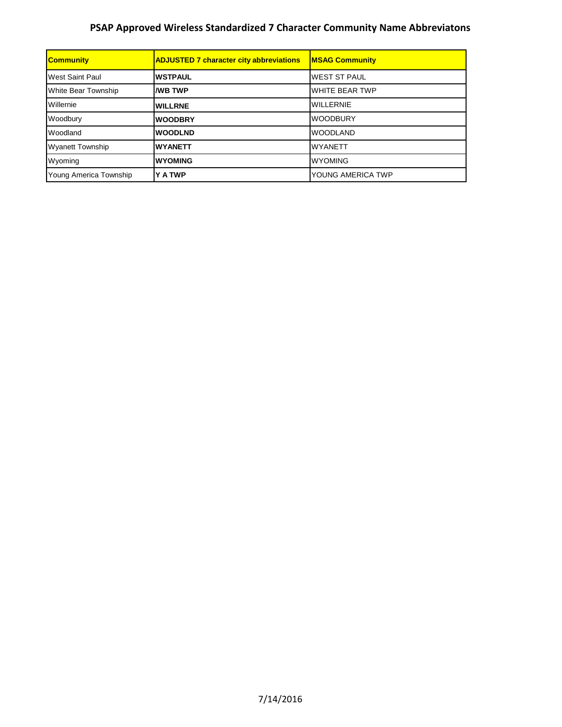## PSAP Approved Wireless Standardized 7 Character Community Name Abbreviatons

| Community | ADJUSTED 7 character city abbreviations | MSAG Community |
|---|---|---|
| West Saint Paul | **WSTPAUL** | WEST ST PAUL |
| White Bear Township | **/WB TWP** | WHITE BEAR TWP |
| Willernie | **WILLRNE** | WILLERNIE |
| Woodbury | **WOODBRY** | WOODBURY |
| Woodland | **WOODLND** | WOODLAND |
| Wyanett Township | **WYANETT** | WYANETT |
| Wyoming | **WYOMING** | WYOMING |
| Young America Township | **Y A TWP** | YOUNG AMERICA TWP |

7/14/2016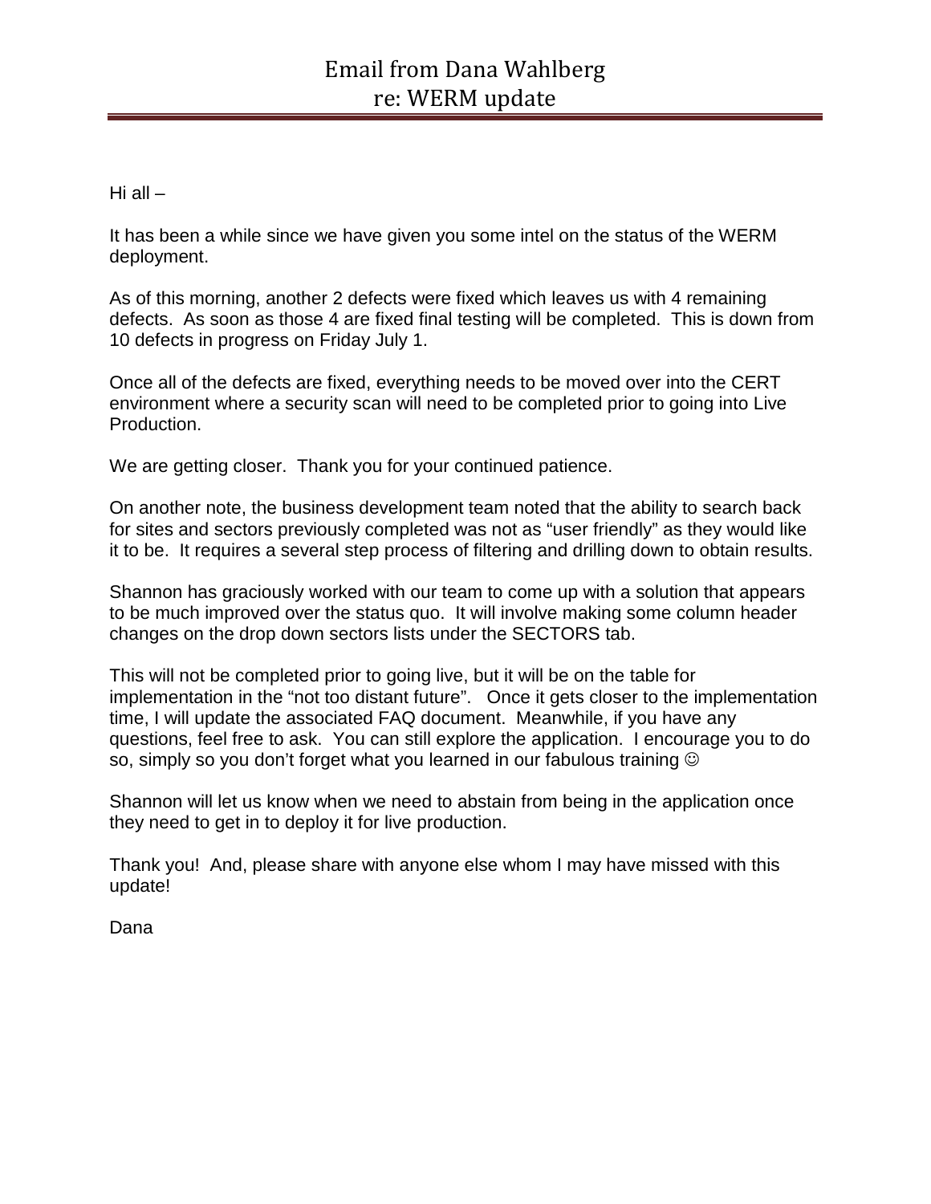# Email from Dana Wahlberg
# re: WERM update

Hi all –

It has been a while since we have given you some intel on the status of the WERM deployment.

As of this morning, another 2 defects were fixed which leaves us with 4 remaining defects. As soon as those 4 are fixed final testing will be completed. This is down from 10 defects in progress on Friday July 1.

Once all of the defects are fixed, everything needs to be moved over into the CERT environment where a security scan will need to be completed prior to going into Live Production.

We are getting closer. Thank you for your continued patience.

On another note, the business development team noted that the ability to search back for sites and sectors previously completed was not as "user friendly" as they would like it to be. It requires a several step process of filtering and drilling down to obtain results.

Shannon has graciously worked with our team to come up with a solution that appears to be much improved over the status quo. It will involve making some column header changes on the drop down sectors lists under the SECTORS tab.

This will not be completed prior to going live, but it will be on the table for implementation in the "not too distant future". Once it gets closer to the implementation time, I will update the associated FAQ document. Meanwhile, if you have any questions, feel free to ask. You can still explore the application. I encourage you to do so, simply so you don't forget what you learned in our fabulous training ☺

Shannon will let us know when we need to abstain from being in the application once they need to get in to deploy it for live production.

Thank you! And, please share with anyone else whom I may have missed with this update!

Dana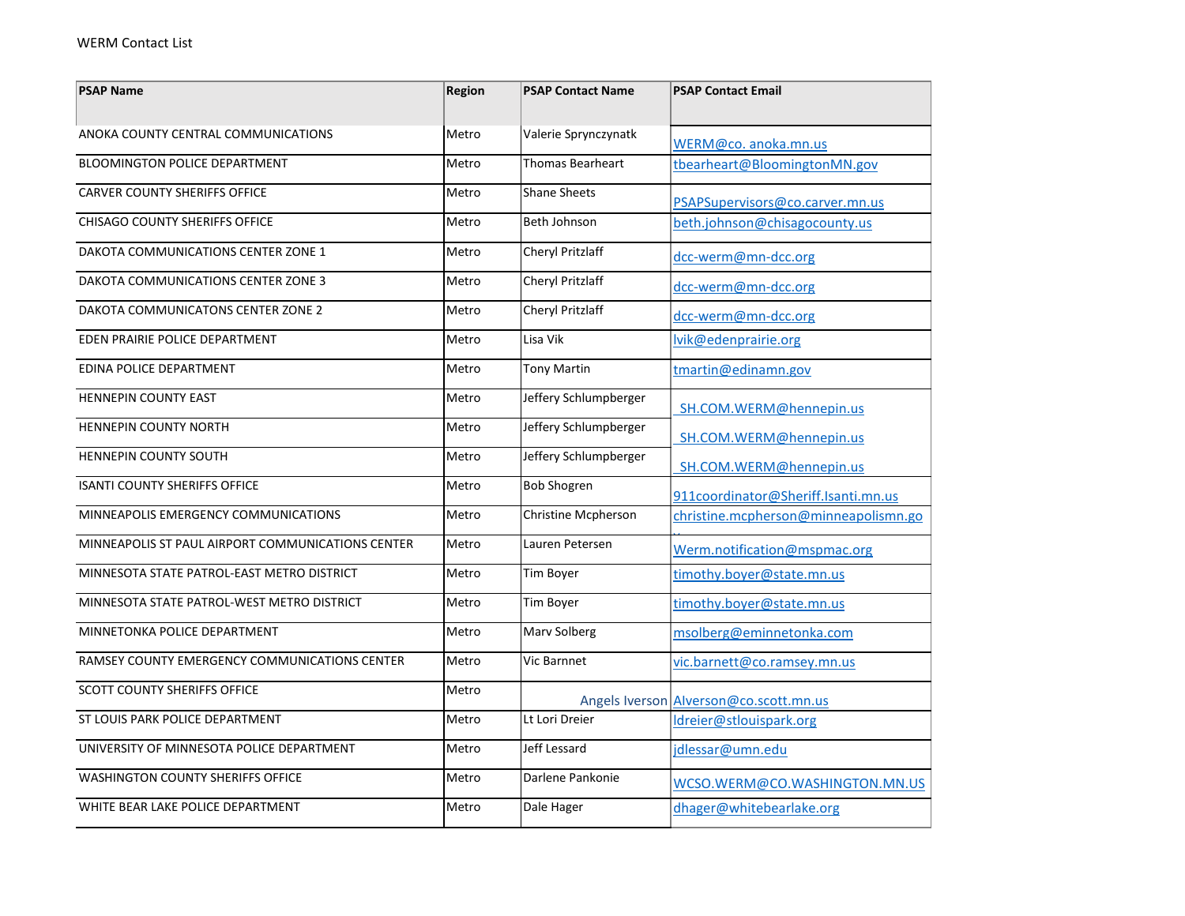WERM Contact List

| PSAP Name | Region | PSAP Contact Name | PSAP Contact Email |
|---|---|---|---|
| ANOKA COUNTY CENTRAL COMMUNICATIONS | Metro | Valerie Sprynczynatk | WERM@co. anoka.mn.us |
| BLOOMINGTON POLICE DEPARTMENT | Metro | Thomas Bearheart | tbearheart@BloomingtonMN.gov |
| CARVER COUNTY SHERIFFS OFFICE | Metro | Shane Sheets | PSAPSupervisors@co.carver.mn.us |
| CHISAGO COUNTY SHERIFFS OFFICE | Metro | Beth Johnson | beth.johnson@chisagocounty.us |
| DAKOTA COMMUNICATIONS CENTER ZONE 1 | Metro | Cheryl Pritzlaff | dcc-werm@mn-dcc.org |
| DAKOTA COMMUNICATIONS CENTER ZONE 3 | Metro | Cheryl Pritzlaff | dcc-werm@mn-dcc.org |
| DAKOTA COMMUNICATONS CENTER ZONE 2 | Metro | Cheryl Pritzlaff | dcc-werm@mn-dcc.org |
| EDEN PRAIRIE POLICE DEPARTMENT | Metro | Lisa Vik | lvik@edenprairie.org |
| EDINA POLICE DEPARTMENT | Metro | Tony Martin | tmartin@edinamn.gov |
| HENNEPIN COUNTY EAST | Metro | Jeffery Schlumpberger | SH.COM.WERM@hennepin.us |
| HENNEPIN COUNTY NORTH | Metro | Jeffery Schlumpberger | SH.COM.WERM@hennepin.us |
| HENNEPIN COUNTY SOUTH | Metro | Jeffery Schlumpberger | SH.COM.WERM@hennepin.us |
| ISANTI COUNTY SHERIFFS OFFICE | Metro | Bob Shogren | 911coordinator@Sheriff.Isanti.mn.us |
| MINNEAPOLIS EMERGENCY COMMUNICATIONS | Metro | Christine Mcpherson | christine.mcpherson@minneapolismn.go v |
| MINNEAPOLIS ST PAUL AIRPORT COMMUNICATIONS CENTER | Metro | Lauren Petersen | Werm.notification@mspmac.org |
| MINNESOTA STATE PATROL-EAST METRO DISTRICT | Metro | Tim Boyer | timothy.boyer@state.mn.us |
| MINNESOTA STATE PATROL-WEST METRO DISTRICT | Metro | Tim Boyer | timothy.boyer@state.mn.us |
| MINNETONKA POLICE DEPARTMENT | Metro | Marv Solberg | msolberg@eminnetonka.com |
| RAMSEY COUNTY EMERGENCY COMMUNICATIONS CENTER | Metro | Vic Barnnet | vic.barnett@co.ramsey.mn.us |
| SCOTT COUNTY SHERIFFS OFFICE | Metro | Angels Iverson | Alverson@co.scott.mn.us |
| ST LOUIS PARK POLICE DEPARTMENT | Metro | Lt Lori Dreier | ldreier@stlouispark.org |
| UNIVERSITY OF MINNESOTA POLICE DEPARTMENT | Metro | Jeff Lessard | jdlessar@umn.edu |
| WASHINGTON COUNTY SHERIFFS OFFICE | Metro | Darlene Pankonie | WCSO.WERM@CO.WASHINGTON.MN.US |
| WHITE BEAR LAKE POLICE DEPARTMENT | Metro | Dale Hager | dhager@whitebearlake.org |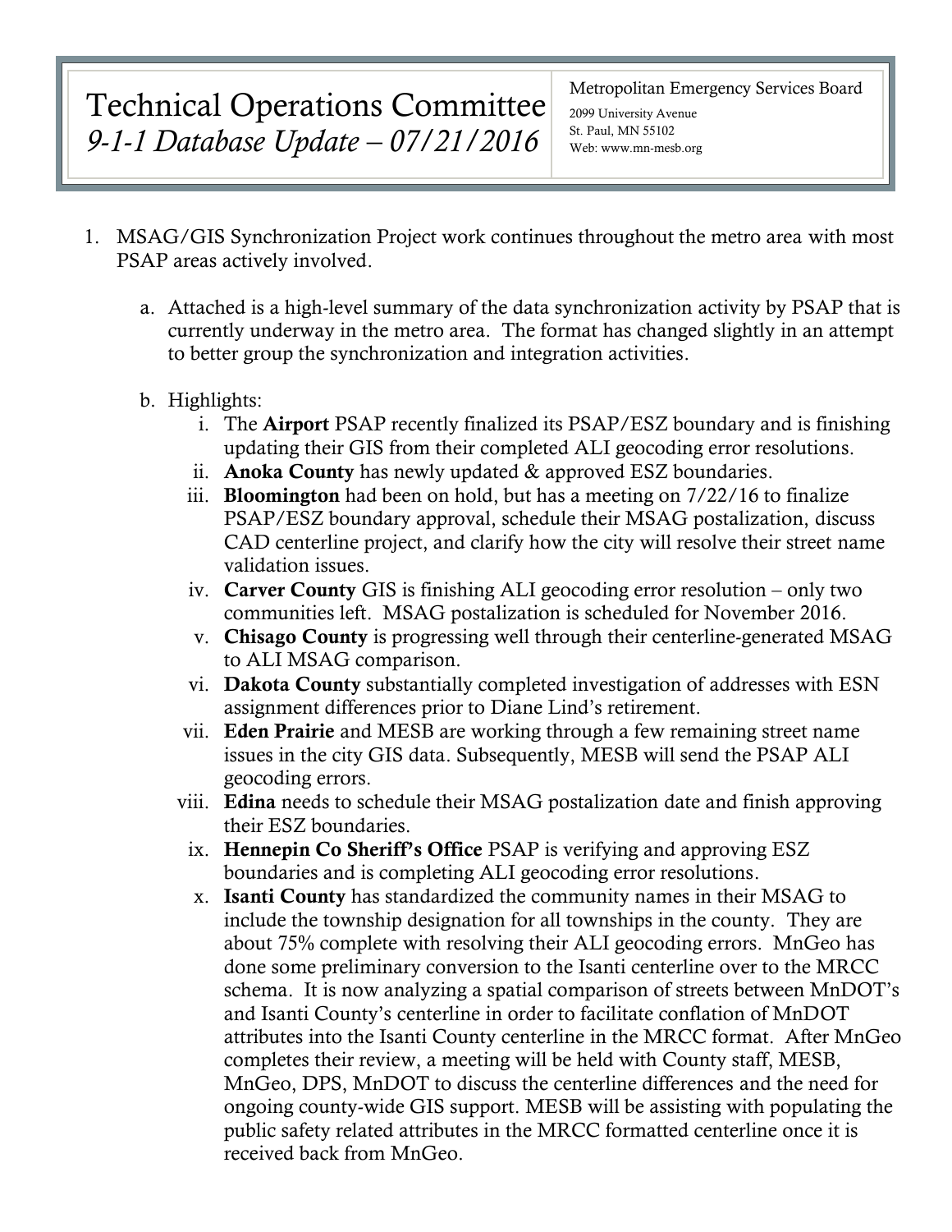# Technical Operations Committee
## *9-1-1 Database Update – 07/21/2016*

Metropolitan Emergency Services Board
2099 University Avenue
St. Paul, MN 55102
Web: www.mn-mesb.org

1. MSAG/GIS Synchronization Project work continues throughout the metro area with most PSAP areas actively involved.

   a. Attached is a high-level summary of the data synchronization activity by PSAP that is currently underway in the metro area. The format has changed slightly in an attempt to better group the synchronization and integration activities.

   b. Highlights:

      i. The **Airport** PSAP recently finalized its PSAP/ESZ boundary and is finishing updating their GIS from their completed ALI geocoding error resolutions.

      ii. **Anoka County** has newly updated & approved ESZ boundaries.

      iii. **Bloomington** had been on hold, but has a meeting on 7/22/16 to finalize PSAP/ESZ boundary approval, schedule their MSAG postalization, discuss CAD centerline project, and clarify how the city will resolve their street name validation issues.

      iv. **Carver County** GIS is finishing ALI geocoding error resolution – only two communities left. MSAG postalization is scheduled for November 2016.

      v. **Chisago County** is progressing well through their centerline-generated MSAG to ALI MSAG comparison.

      vi. **Dakota County** substantially completed investigation of addresses with ESN assignment differences prior to Diane Lind's retirement.

      vii. **Eden Prairie** and MESB are working through a few remaining street name issues in the city GIS data. Subsequently, MESB will send the PSAP ALI geocoding errors.

      viii. **Edina** needs to schedule their MSAG postalization date and finish approving their ESZ boundaries.

      ix. **Hennepin Co Sheriff's Office** PSAP is verifying and approving ESZ boundaries and is completing ALI geocoding error resolutions.

      x. **Isanti County** has standardized the community names in their MSAG to include the township designation for all townships in the county. They are about 75% complete with resolving their ALI geocoding errors. MnGeo has done some preliminary conversion to the Isanti centerline over to the MRCC schema. It is now analyzing a spatial comparison of streets between MnDOT's and Isanti County's centerline in order to facilitate conflation of MnDOT attributes into the Isanti County centerline in the MRCC format. After MnGeo completes their review, a meeting will be held with County staff, MESB, MnGeo, DPS, MnDOT to discuss the centerline differences and the need for ongoing county-wide GIS support. MESB will be assisting with populating the public safety related attributes in the MRCC formatted centerline once it is received back from MnGeo.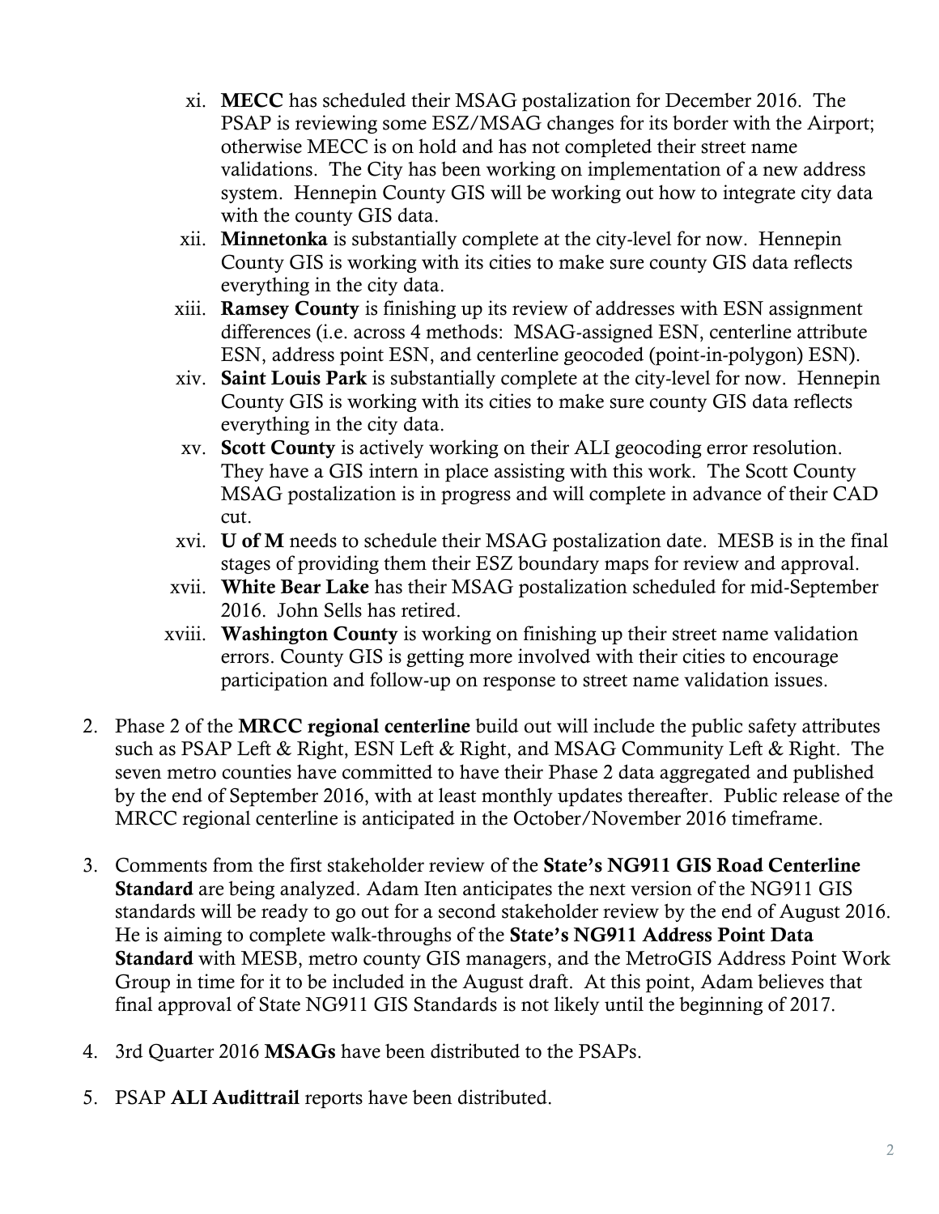xi. **MECC** has scheduled their MSAG postalization for December 2016. The PSAP is reviewing some ESZ/MSAG changes for its border with the Airport; otherwise MECC is on hold and has not completed their street name validations. The City has been working on implementation of a new address system. Hennepin County GIS will be working out how to integrate city data with the county GIS data.

xii. **Minnetonka** is substantially complete at the city-level for now. Hennepin County GIS is working with its cities to make sure county GIS data reflects everything in the city data.

xiii. **Ramsey County** is finishing up its review of addresses with ESN assignment differences (i.e. across 4 methods: MSAG-assigned ESN, centerline attribute ESN, address point ESN, and centerline geocoded (point-in-polygon) ESN).

xiv. **Saint Louis Park** is substantially complete at the city-level for now. Hennepin County GIS is working with its cities to make sure county GIS data reflects everything in the city data.

xv. **Scott County** is actively working on their ALI geocoding error resolution. They have a GIS intern in place assisting with this work. The Scott County MSAG postalization is in progress and will complete in advance of their CAD cut.

xvi. **U of M** needs to schedule their MSAG postalization date. MESB is in the final stages of providing them their ESZ boundary maps for review and approval.

xvii. **White Bear Lake** has their MSAG postalization scheduled for mid-September 2016. John Sells has retired.

xviii. **Washington County** is working on finishing up their street name validation errors. County GIS is getting more involved with their cities to encourage participation and follow-up on response to street name validation issues.

2. Phase 2 of the **MRCC regional centerline** build out will include the public safety attributes such as PSAP Left & Right, ESN Left & Right, and MSAG Community Left & Right. The seven metro counties have committed to have their Phase 2 data aggregated and published by the end of September 2016, with at least monthly updates thereafter. Public release of the MRCC regional centerline is anticipated in the October/November 2016 timeframe.

3. Comments from the first stakeholder review of the **State's NG911 GIS Road Centerline Standard** are being analyzed. Adam Iten anticipates the next version of the NG911 GIS standards will be ready to go out for a second stakeholder review by the end of August 2016. He is aiming to complete walk-throughs of the **State's NG911 Address Point Data Standard** with MESB, metro county GIS managers, and the MetroGIS Address Point Work Group in time for it to be included in the August draft. At this point, Adam believes that final approval of State NG911 GIS Standards is not likely until the beginning of 2017.

4. 3rd Quarter 2016 **MSAGs** have been distributed to the PSAPs.

5. PSAP **ALI Audittrail** reports have been distributed.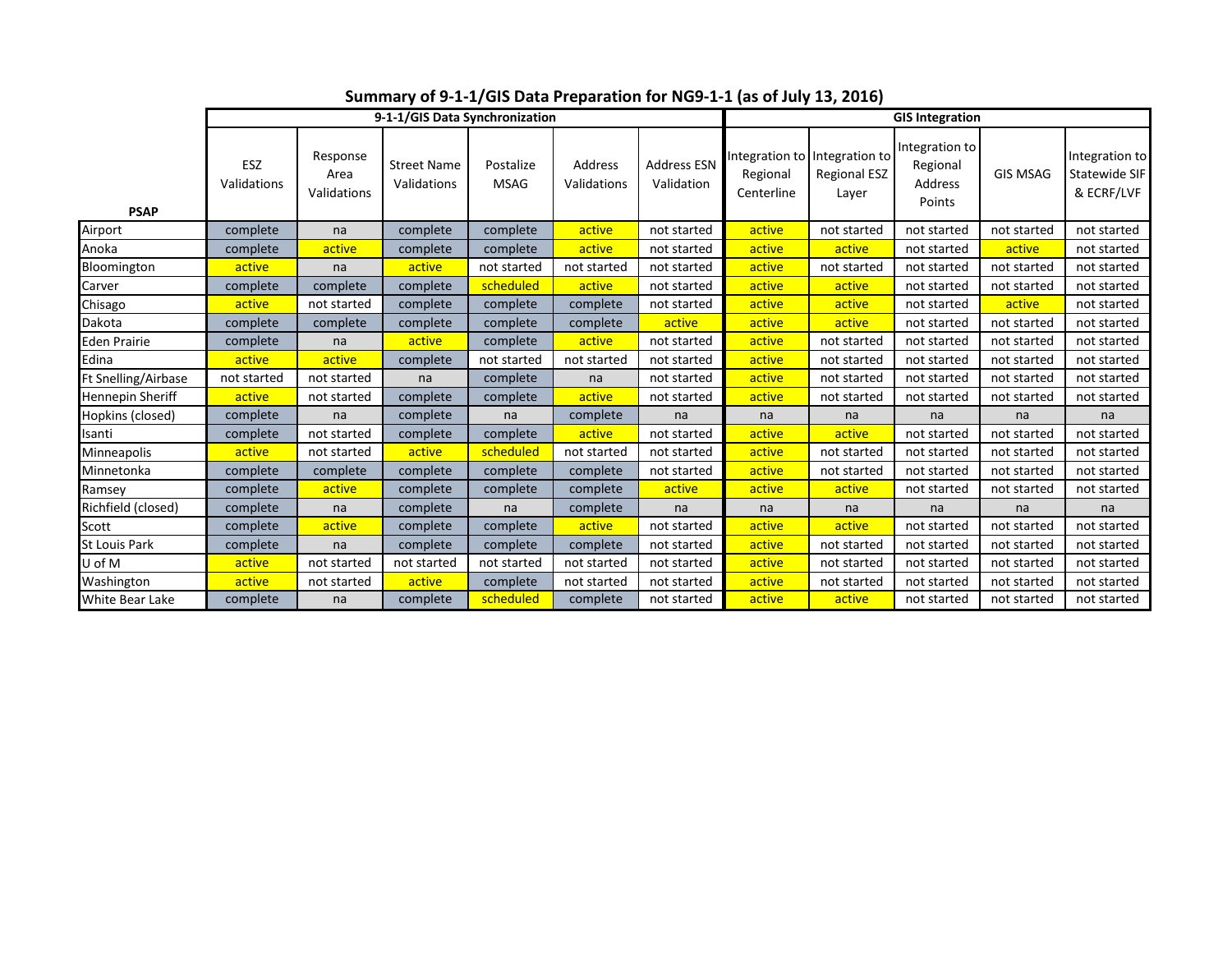## Summary of 9-1-1/GIS Data Preparation for NG9-1-1 (as of July 13, 2016)

| PSAP | 9-1-1/GIS Data Synchronization | | | | | | GIS Integration | | | | |
|---|---|---|---|---|---|---|---|---|---|---|---|
| | ESZ Validations | Response Area Validations | Street Name Validations | Postalize MSAG | Address Validations | Address ESN Validation | Integration to Regional Centerline | Integration to Regional ESZ Layer | Integration to Regional Address Points | GIS MSAG | Integration to Statewide SIF & ECRF/LVF |
| Airport | complete | na | complete | complete | active | not started | active | not started | not started | not started | not started |
| Anoka | complete | active | complete | complete | active | not started | active | active | not started | active | not started |
| Bloomington | active | na | active | not started | not started | not started | active | not started | not started | not started | not started |
| Carver | complete | complete | complete | scheduled | active | not started | active | active | not started | not started | not started |
| Chisago | active | not started | complete | complete | complete | not started | active | active | not started | active | not started |
| Dakota | complete | complete | complete | complete | complete | active | active | active | not started | not started | not started |
| Eden Prairie | complete | na | active | complete | active | not started | active | not started | not started | not started | not started |
| Edina | active | active | complete | not started | not started | not started | active | not started | not started | not started | not started |
| Ft Snelling/Airbase | not started | not started | na | complete | na | not started | active | not started | not started | not started | not started |
| Hennepin Sheriff | active | not started | complete | complete | active | not started | active | not started | not started | not started | not started |
| Hopkins (closed) | complete | na | complete | na | complete | na | na | na | na | na | na |
| Isanti | complete | not started | complete | complete | active | not started | active | active | not started | not started | not started |
| Minneapolis | active | not started | active | scheduled | not started | not started | active | not started | not started | not started | not started |
| Minnetonka | complete | complete | complete | complete | complete | not started | active | not started | not started | not started | not started |
| Ramsey | complete | active | complete | complete | complete | active | active | active | not started | not started | not started |
| Richfield (closed) | complete | na | complete | na | complete | na | na | na | na | na | na |
| Scott | complete | active | complete | complete | active | not started | active | active | not started | not started | not started |
| St Louis Park | complete | na | complete | complete | complete | not started | active | not started | not started | not started | not started |
| U of M | active | not started | not started | not started | not started | not started | active | not started | not started | not started | not started |
| Washington | active | not started | active | complete | not started | not started | active | not started | not started | not started | not started |
| White Bear Lake | complete | na | complete | scheduled | complete | not started | active | active | not started | not started | not started |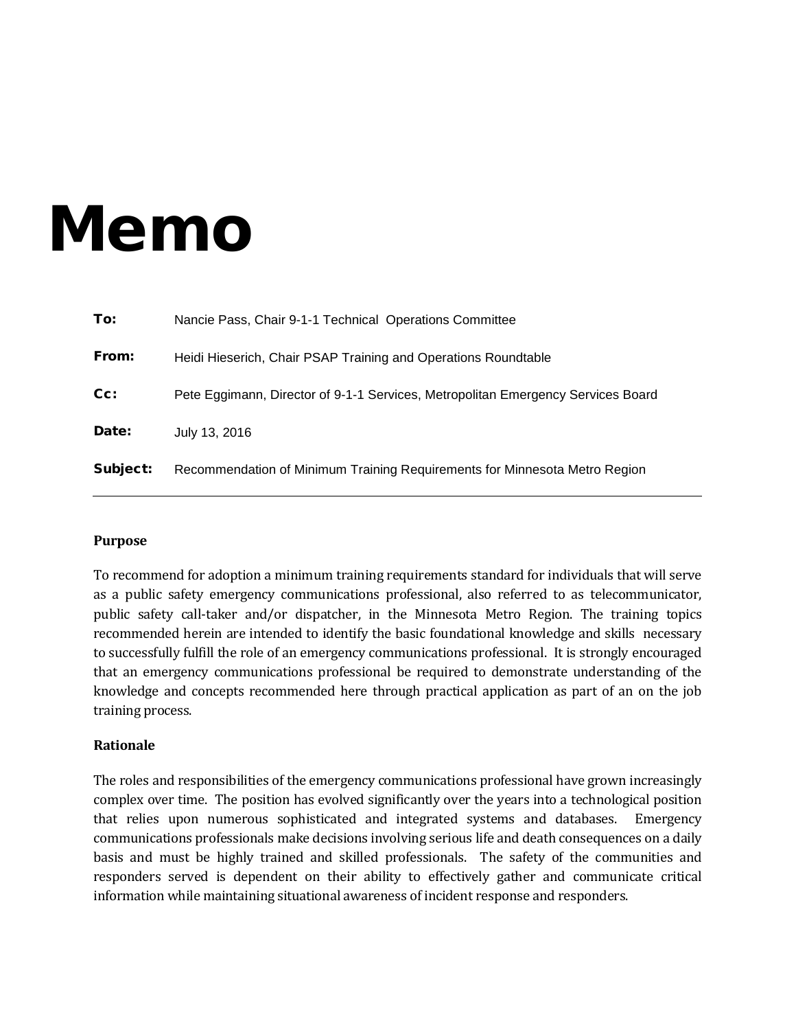# Memo

**To:** Nancie Pass, Chair 9-1-1 Technical Operations Committee

**From:** Heidi Hieserich, Chair PSAP Training and Operations Roundtable

**Cc:** Pete Eggimann, Director of 9-1-1 Services, Metropolitan Emergency Services Board

**Date:** July 13, 2016

**Subject:** Recommendation of Minimum Training Requirements for Minnesota Metro Region

---

**Purpose**

To recommend for adoption a minimum training requirements standard for individuals that will serve as a public safety emergency communications professional, also referred to as telecommunicator, public safety call-taker and/or dispatcher, in the Minnesota Metro Region. The training topics recommended herein are intended to identify the basic foundational knowledge and skills necessary to successfully fulfill the role of an emergency communications professional. It is strongly encouraged that an emergency communications professional be required to demonstrate understanding of the knowledge and concepts recommended here through practical application as part of an on the job training process.

**Rationale**

The roles and responsibilities of the emergency communications professional have grown increasingly complex over time. The position has evolved significantly over the years into a technological position that relies upon numerous sophisticated and integrated systems and databases. Emergency communications professionals make decisions involving serious life and death consequences on a daily basis and must be highly trained and skilled professionals. The safety of the communities and responders served is dependent on their ability to effectively gather and communicate critical information while maintaining situational awareness of incident response and responders.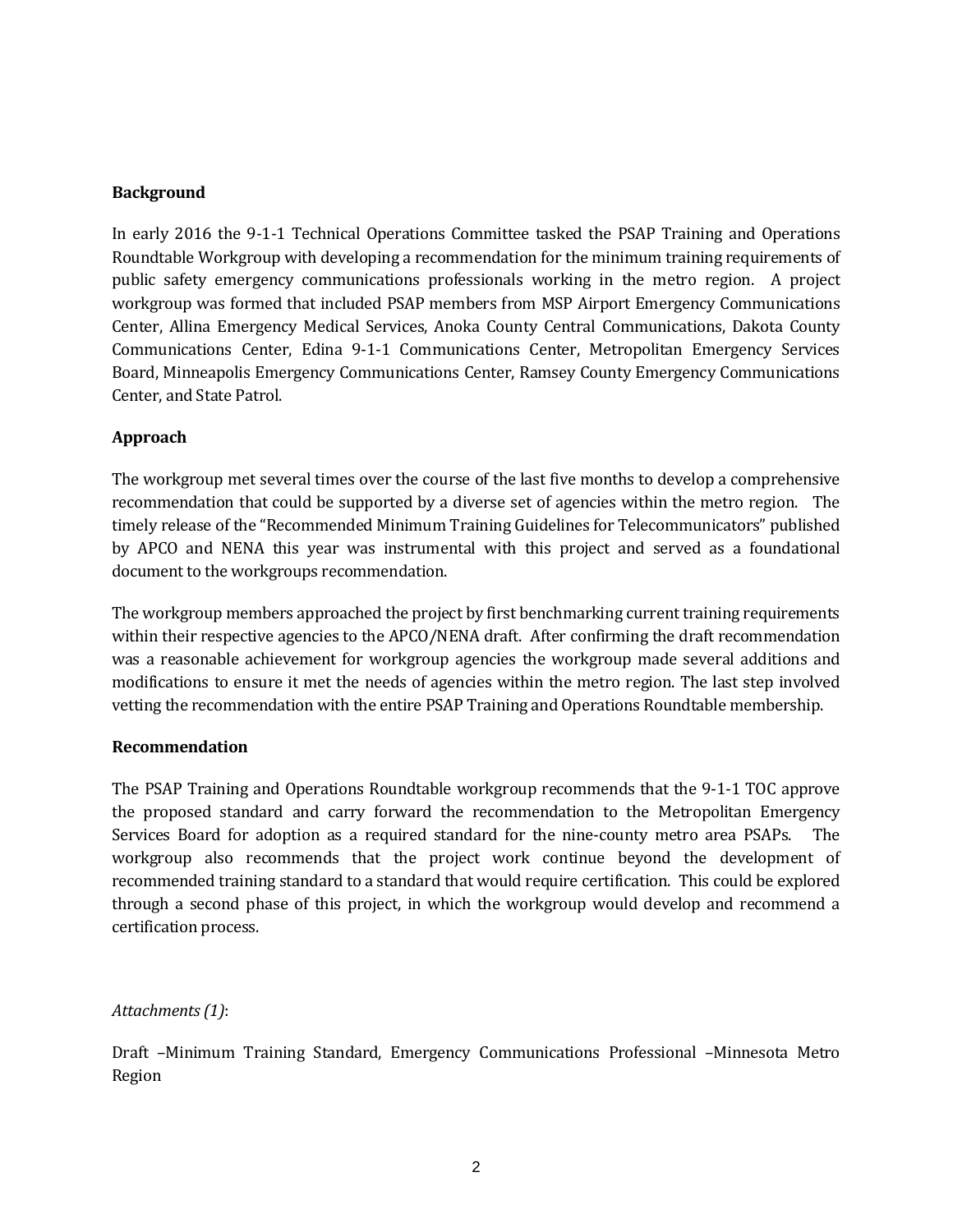**Background**

In early 2016 the 9-1-1 Technical Operations Committee tasked the PSAP Training and Operations Roundtable Workgroup with developing a recommendation for the minimum training requirements of public safety emergency communications professionals working in the metro region. A project workgroup was formed that included PSAP members from MSP Airport Emergency Communications Center, Allina Emergency Medical Services, Anoka County Central Communications, Dakota County Communications Center, Edina 9-1-1 Communications Center, Metropolitan Emergency Services Board, Minneapolis Emergency Communications Center, Ramsey County Emergency Communications Center, and State Patrol.

**Approach**

The workgroup met several times over the course of the last five months to develop a comprehensive recommendation that could be supported by a diverse set of agencies within the metro region. The timely release of the "Recommended Minimum Training Guidelines for Telecommunicators" published by APCO and NENA this year was instrumental with this project and served as a foundational document to the workgroups recommendation.

The workgroup members approached the project by first benchmarking current training requirements within their respective agencies to the APCO/NENA draft. After confirming the draft recommendation was a reasonable achievement for workgroup agencies the workgroup made several additions and modifications to ensure it met the needs of agencies within the metro region. The last step involved vetting the recommendation with the entire PSAP Training and Operations Roundtable membership.

**Recommendation**

The PSAP Training and Operations Roundtable workgroup recommends that the 9-1-1 TOC approve the proposed standard and carry forward the recommendation to the Metropolitan Emergency Services Board for adoption as a required standard for the nine-county metro area PSAPs. The workgroup also recommends that the project work continue beyond the development of recommended training standard to a standard that would require certification. This could be explored through a second phase of this project, in which the workgroup would develop and recommend a certification process.

*Attachments (1)*:

Draft –Minimum Training Standard, Emergency Communications Professional –Minnesota Metro Region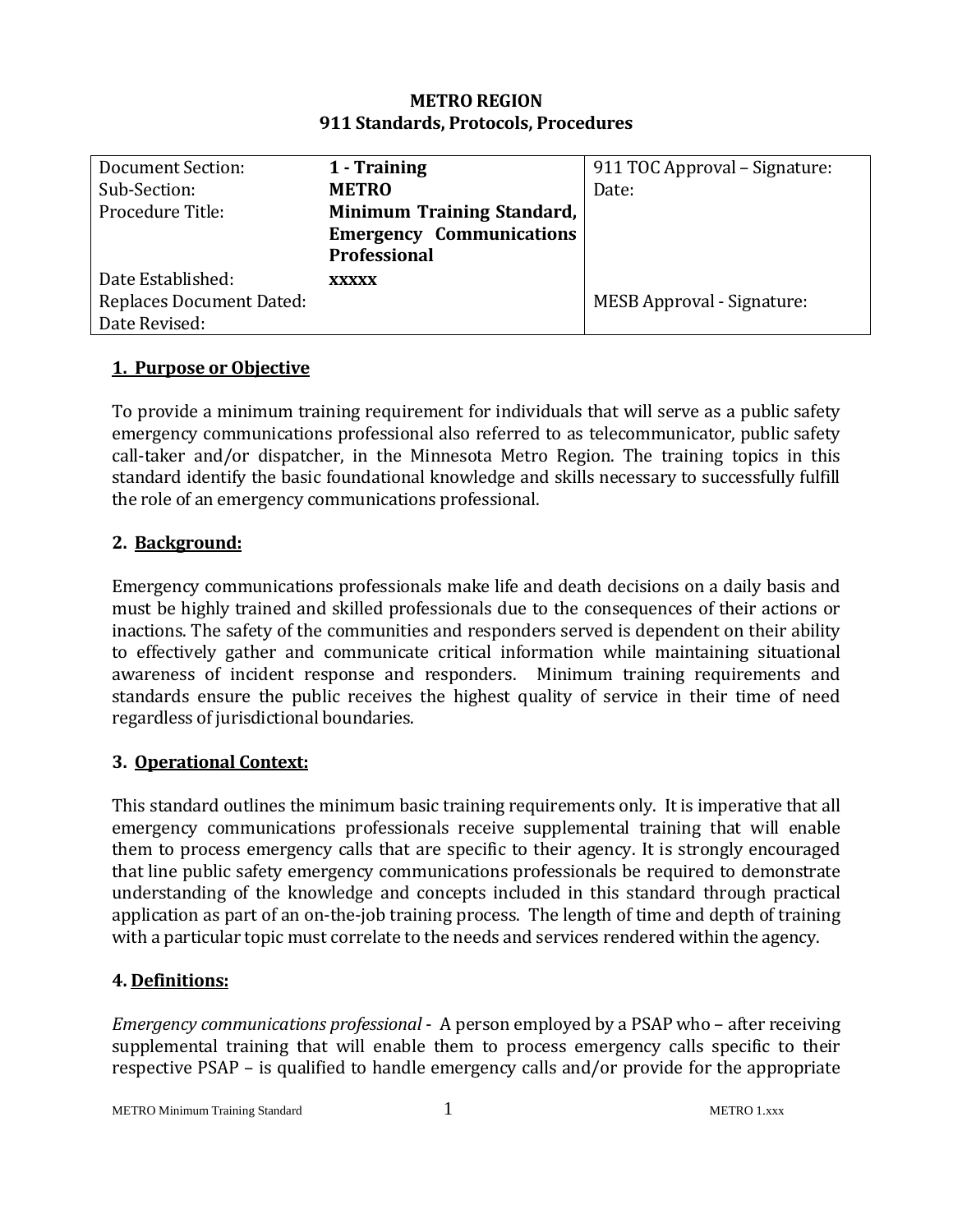**METRO REGION**
**911 Standards, Protocols, Procedures**

| Document Section: | **1 - Training** | 911 TOC Approval – Signature: |
|---|---|---|
| Sub-Section: | **METRO** | Date: |
| Procedure Title: | **Minimum Training Standard, Emergency Communications Professional** | |
| Date Established: | **xxxxx** | |
| Replaces Document Dated: | | MESB Approval - Signature: |
| Date Revised: | | |

## 1. Purpose or Objective

To provide a minimum training requirement for individuals that will serve as a public safety emergency communications professional also referred to as telecommunicator, public safety call-taker and/or dispatcher, in the Minnesota Metro Region. The training topics in this standard identify the basic foundational knowledge and skills necessary to successfully fulfill the role of an emergency communications professional.

## 2. Background:

Emergency communications professionals make life and death decisions on a daily basis and must be highly trained and skilled professionals due to the consequences of their actions or inactions. The safety of the communities and responders served is dependent on their ability to effectively gather and communicate critical information while maintaining situational awareness of incident response and responders. Minimum training requirements and standards ensure the public receives the highest quality of service in their time of need regardless of jurisdictional boundaries.

## 3. Operational Context:

This standard outlines the minimum basic training requirements only. It is imperative that all emergency communications professionals receive supplemental training that will enable them to process emergency calls that are specific to their agency. It is strongly encouraged that line public safety emergency communications professionals be required to demonstrate understanding of the knowledge and concepts included in this standard through practical application as part of an on-the-job training process. The length of time and depth of training with a particular topic must correlate to the needs and services rendered within the agency.

## 4. Definitions:

*Emergency communications professional* - A person employed by a PSAP who – after receiving supplemental training that will enable them to process emergency calls specific to their respective PSAP – is qualified to handle emergency calls and/or provide for the appropriate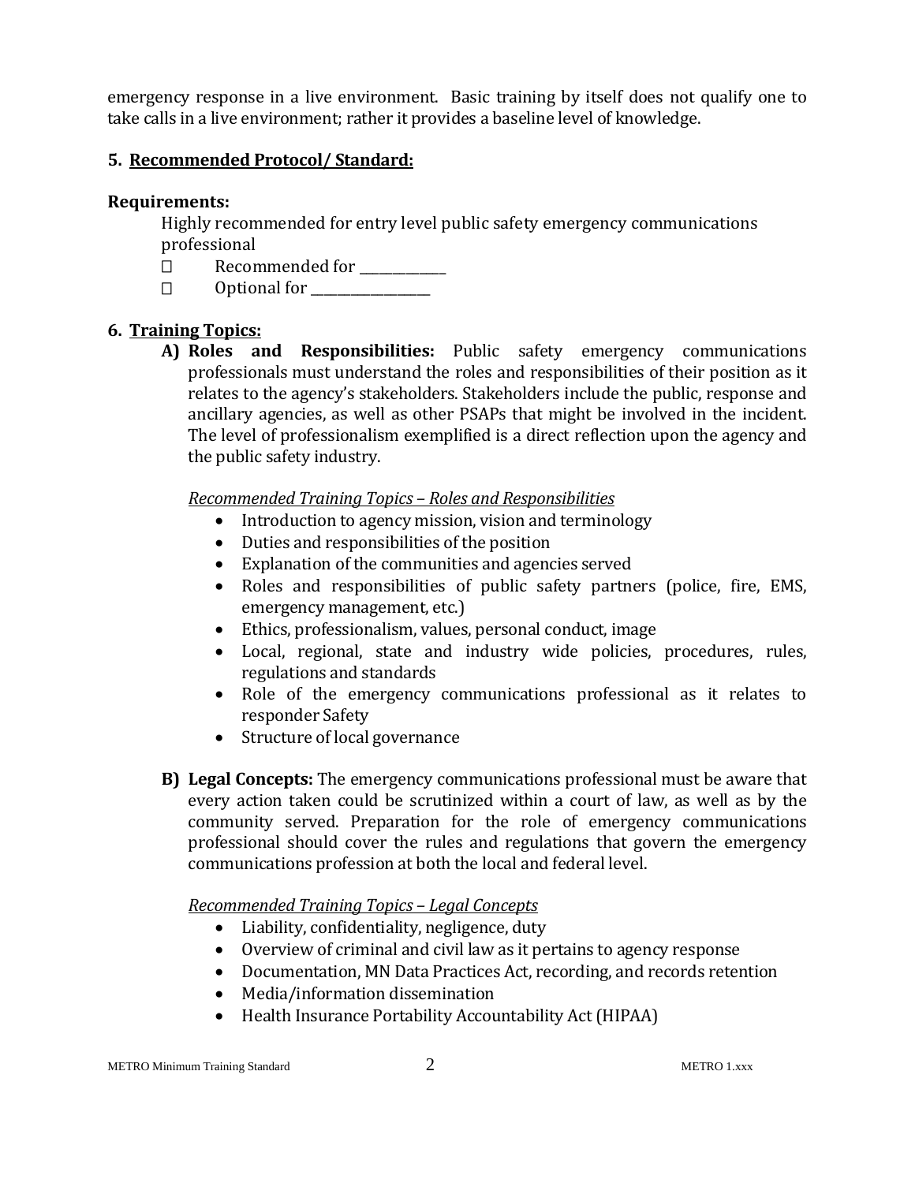emergency response in a live environment. Basic training by itself does not qualify one to take calls in a live environment; rather it provides a baseline level of knowledge.

### 5. Recommended Protocol/ Standard:

**Requirements:**

Highly recommended for entry level public safety emergency communications professional

- ☐ Recommended for _____________
- ☐ Optional for _________________

### 6. Training Topics:

**A) Roles and Responsibilities:** Public safety emergency communications professionals must understand the roles and responsibilities of their position as it relates to the agency's stakeholders. Stakeholders include the public, response and ancillary agencies, as well as other PSAPs that might be involved in the incident. The level of professionalism exemplified is a direct reflection upon the agency and the public safety industry.

*Recommended Training Topics – Roles and Responsibilities*

- Introduction to agency mission, vision and terminology
- Duties and responsibilities of the position
- Explanation of the communities and agencies served
- Roles and responsibilities of public safety partners (police, fire, EMS, emergency management, etc.)
- Ethics, professionalism, values, personal conduct, image
- Local, regional, state and industry wide policies, procedures, rules, regulations and standards
- Role of the emergency communications professional as it relates to responder Safety
- Structure of local governance

**B) Legal Concepts:** The emergency communications professional must be aware that every action taken could be scrutinized within a court of law, as well as by the community served. Preparation for the role of emergency communications professional should cover the rules and regulations that govern the emergency communications profession at both the local and federal level.

*Recommended Training Topics – Legal Concepts*

- Liability, confidentiality, negligence, duty
- Overview of criminal and civil law as it pertains to agency response
- Documentation, MN Data Practices Act, recording, and records retention
- Media/information dissemination
- Health Insurance Portability Accountability Act (HIPAA)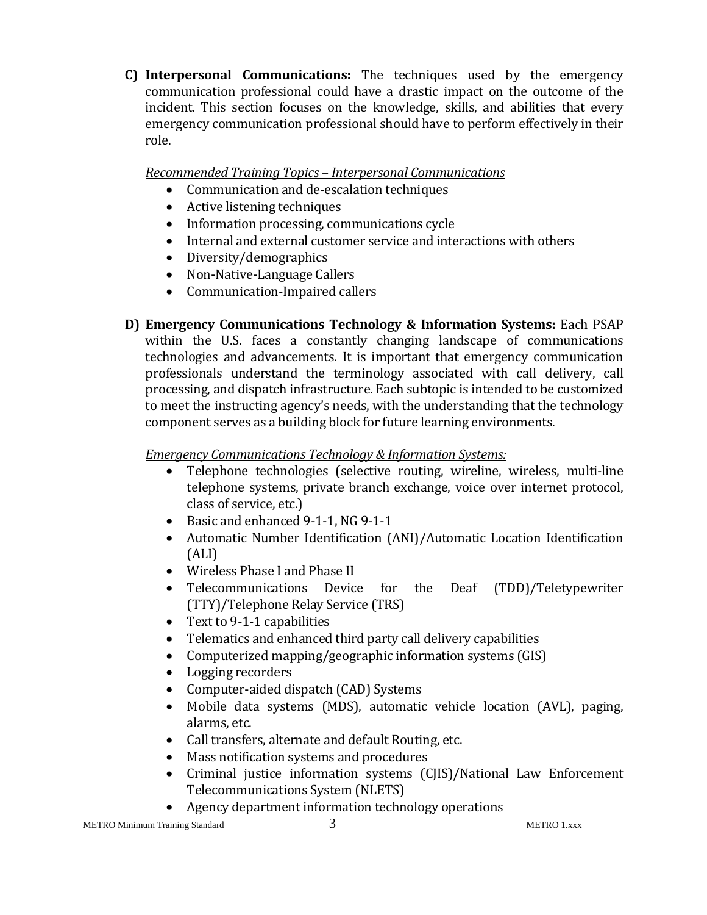**C) Interpersonal Communications:** The techniques used by the emergency communication professional could have a drastic impact on the outcome of the incident. This section focuses on the knowledge, skills, and abilities that every emergency communication professional should have to perform effectively in their role.

*Recommended Training Topics – Interpersonal Communications*

- Communication and de-escalation techniques
- Active listening techniques
- Information processing, communications cycle
- Internal and external customer service and interactions with others
- Diversity/demographics
- Non-Native-Language Callers
- Communication-Impaired callers

**D) Emergency Communications Technology & Information Systems:** Each PSAP within the U.S. faces a constantly changing landscape of communications technologies and advancements. It is important that emergency communication professionals understand the terminology associated with call delivery, call processing, and dispatch infrastructure. Each subtopic is intended to be customized to meet the instructing agency's needs, with the understanding that the technology component serves as a building block for future learning environments.

*Emergency Communications Technology & Information Systems:*

- Telephone technologies (selective routing, wireline, wireless, multi-line telephone systems, private branch exchange, voice over internet protocol, class of service, etc.)
- Basic and enhanced 9-1-1, NG 9-1-1
- Automatic Number Identification (ANI)/Automatic Location Identification (ALI)
- Wireless Phase I and Phase II
- Telecommunications Device for the Deaf (TDD)/Teletypewriter (TTY)/Telephone Relay Service (TRS)
- Text to 9-1-1 capabilities
- Telematics and enhanced third party call delivery capabilities
- Computerized mapping/geographic information systems (GIS)
- Logging recorders
- Computer-aided dispatch (CAD) Systems
- Mobile data systems (MDS), automatic vehicle location (AVL), paging, alarms, etc.
- Call transfers, alternate and default Routing, etc.
- Mass notification systems and procedures
- Criminal justice information systems (CJIS)/National Law Enforcement Telecommunications System (NLETS)
- Agency department information technology operations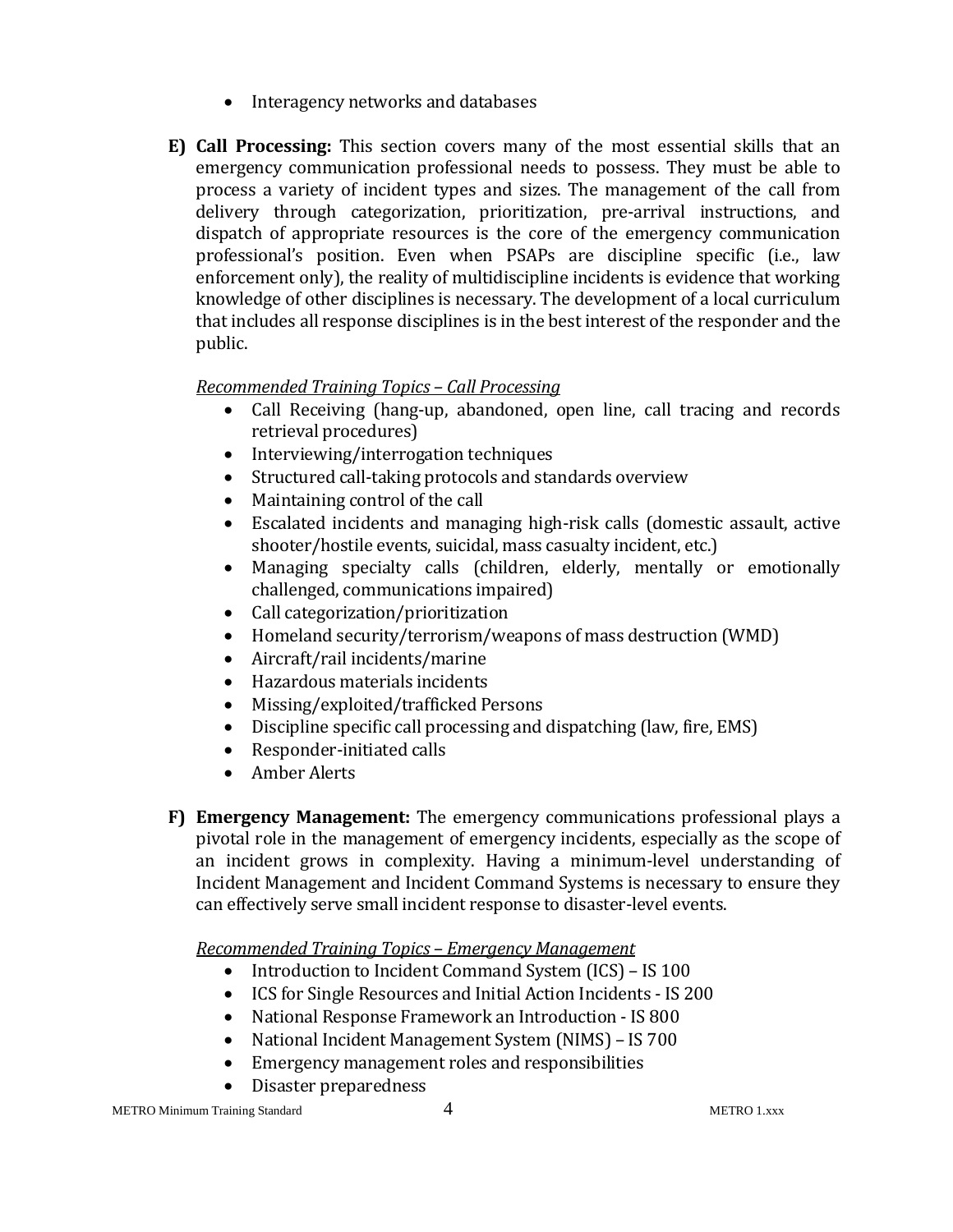- Interagency networks and databases

**E) Call Processing:** This section covers many of the most essential skills that an emergency communication professional needs to possess. They must be able to process a variety of incident types and sizes. The management of the call from delivery through categorization, prioritization, pre-arrival instructions, and dispatch of appropriate resources is the core of the emergency communication professional's position. Even when PSAPs are discipline specific (i.e., law enforcement only), the reality of multidiscipline incidents is evidence that working knowledge of other disciplines is necessary. The development of a local curriculum that includes all response disciplines is in the best interest of the responder and the public.

*Recommended Training Topics – Call Processing*

- Call Receiving (hang-up, abandoned, open line, call tracing and records retrieval procedures)
- Interviewing/interrogation techniques
- Structured call-taking protocols and standards overview
- Maintaining control of the call
- Escalated incidents and managing high-risk calls (domestic assault, active shooter/hostile events, suicidal, mass casualty incident, etc.)
- Managing specialty calls (children, elderly, mentally or emotionally challenged, communications impaired)
- Call categorization/prioritization
- Homeland security/terrorism/weapons of mass destruction (WMD)
- Aircraft/rail incidents/marine
- Hazardous materials incidents
- Missing/exploited/trafficked Persons
- Discipline specific call processing and dispatching (law, fire, EMS)
- Responder-initiated calls
- Amber Alerts

**F) Emergency Management:** The emergency communications professional plays a pivotal role in the management of emergency incidents, especially as the scope of an incident grows in complexity. Having a minimum-level understanding of Incident Management and Incident Command Systems is necessary to ensure they can effectively serve small incident response to disaster-level events.

*Recommended Training Topics – Emergency Management*

- Introduction to Incident Command System (ICS) – IS 100
- ICS for Single Resources and Initial Action Incidents - IS 200
- National Response Framework an Introduction - IS 800
- National Incident Management System (NIMS) – IS 700
- Emergency management roles and responsibilities
- Disaster preparedness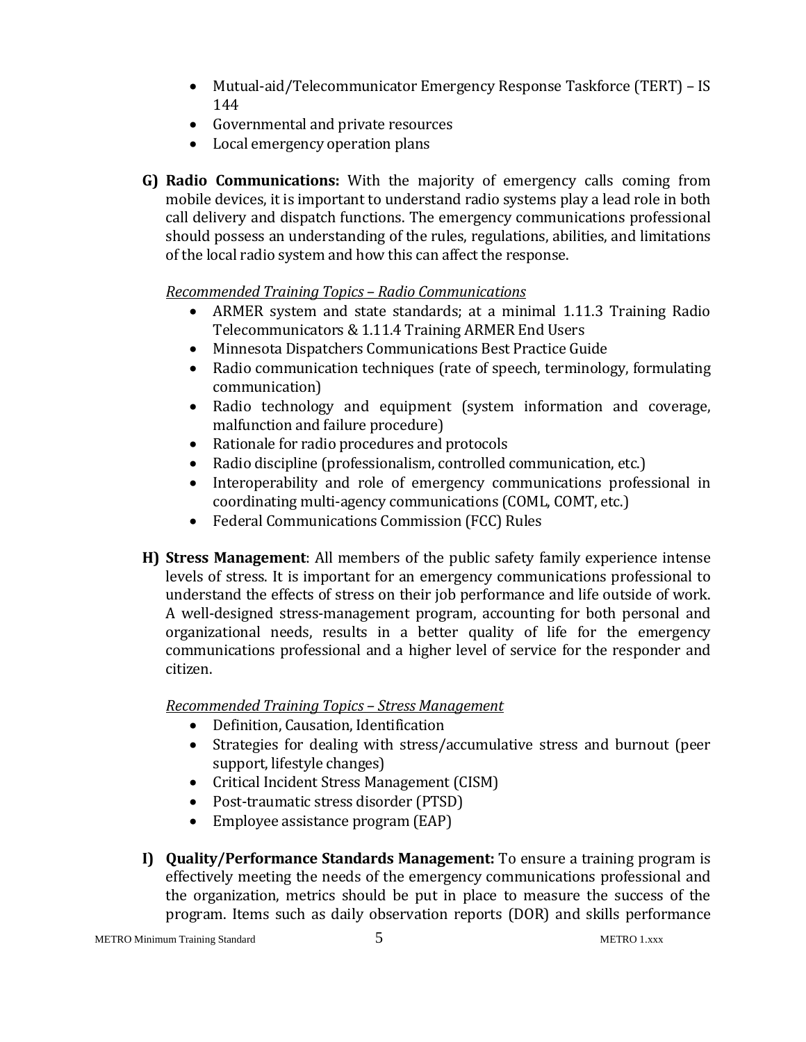- Mutual-aid/Telecommunicator Emergency Response Taskforce (TERT) – IS 144
- Governmental and private resources
- Local emergency operation plans

**G) Radio Communications:** With the majority of emergency calls coming from mobile devices, it is important to understand radio systems play a lead role in both call delivery and dispatch functions. The emergency communications professional should possess an understanding of the rules, regulations, abilities, and limitations of the local radio system and how this can affect the response.

*Recommended Training Topics – Radio Communications*

- ARMER system and state standards; at a minimal 1.11.3 Training Radio Telecommunicators & 1.11.4 Training ARMER End Users
- Minnesota Dispatchers Communications Best Practice Guide
- Radio communication techniques (rate of speech, terminology, formulating communication)
- Radio technology and equipment (system information and coverage, malfunction and failure procedure)
- Rationale for radio procedures and protocols
- Radio discipline (professionalism, controlled communication, etc.)
- Interoperability and role of emergency communications professional in coordinating multi-agency communications (COML, COMT, etc.)
- Federal Communications Commission (FCC) Rules

**H) Stress Management**: All members of the public safety family experience intense levels of stress. It is important for an emergency communications professional to understand the effects of stress on their job performance and life outside of work. A well-designed stress-management program, accounting for both personal and organizational needs, results in a better quality of life for the emergency communications professional and a higher level of service for the responder and citizen.

*Recommended Training Topics – Stress Management*

- Definition, Causation, Identification
- Strategies for dealing with stress/accumulative stress and burnout (peer support, lifestyle changes)
- Critical Incident Stress Management (CISM)
- Post-traumatic stress disorder (PTSD)
- Employee assistance program (EAP)

**I) Quality/Performance Standards Management:** To ensure a training program is effectively meeting the needs of the emergency communications professional and the organization, metrics should be put in place to measure the success of the program. Items such as daily observation reports (DOR) and skills performance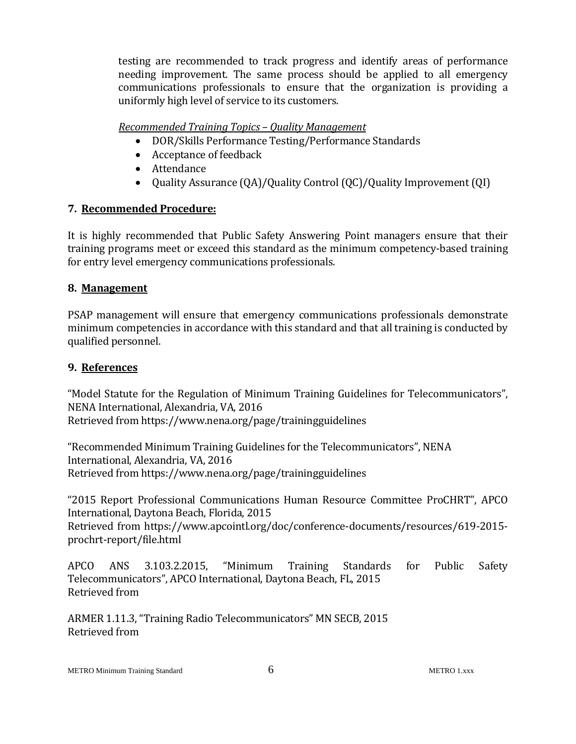testing are recommended to track progress and identify areas of performance needing improvement. The same process should be applied to all emergency communications professionals to ensure that the organization is providing a uniformly high level of service to its customers.

*Recommended Training Topics – Quality Management*

- DOR/Skills Performance Testing/Performance Standards
- Acceptance of feedback
- Attendance
- Quality Assurance (QA)/Quality Control (QC)/Quality Improvement (QI)

## 7. Recommended Procedure:

It is highly recommended that Public Safety Answering Point managers ensure that their training programs meet or exceed this standard as the minimum competency-based training for entry level emergency communications professionals.

## 8. Management

PSAP management will ensure that emergency communications professionals demonstrate minimum competencies in accordance with this standard and that all training is conducted by qualified personnel.

## 9. References

"Model Statute for the Regulation of Minimum Training Guidelines for Telecommunicators", NENA International, Alexandria, VA, 2016
Retrieved from https://www.nena.org/page/trainingguidelines

"Recommended Minimum Training Guidelines for the Telecommunicators", NENA International, Alexandria, VA, 2016
Retrieved from https://www.nena.org/page/trainingguidelines

"2015 Report Professional Communications Human Resource Committee ProCHRT", APCO International, Daytona Beach, Florida, 2015
Retrieved from https://www.apcointl.org/doc/conference-documents/resources/619-2015-prochrt-report/file.html

APCO ANS 3.103.2.2015, "Minimum Training Standards for Public Safety Telecommunicators", APCO International, Daytona Beach, FL, 2015
Retrieved from

ARMER 1.11.3, "Training Radio Telecommunicators" MN SECB, 2015
Retrieved from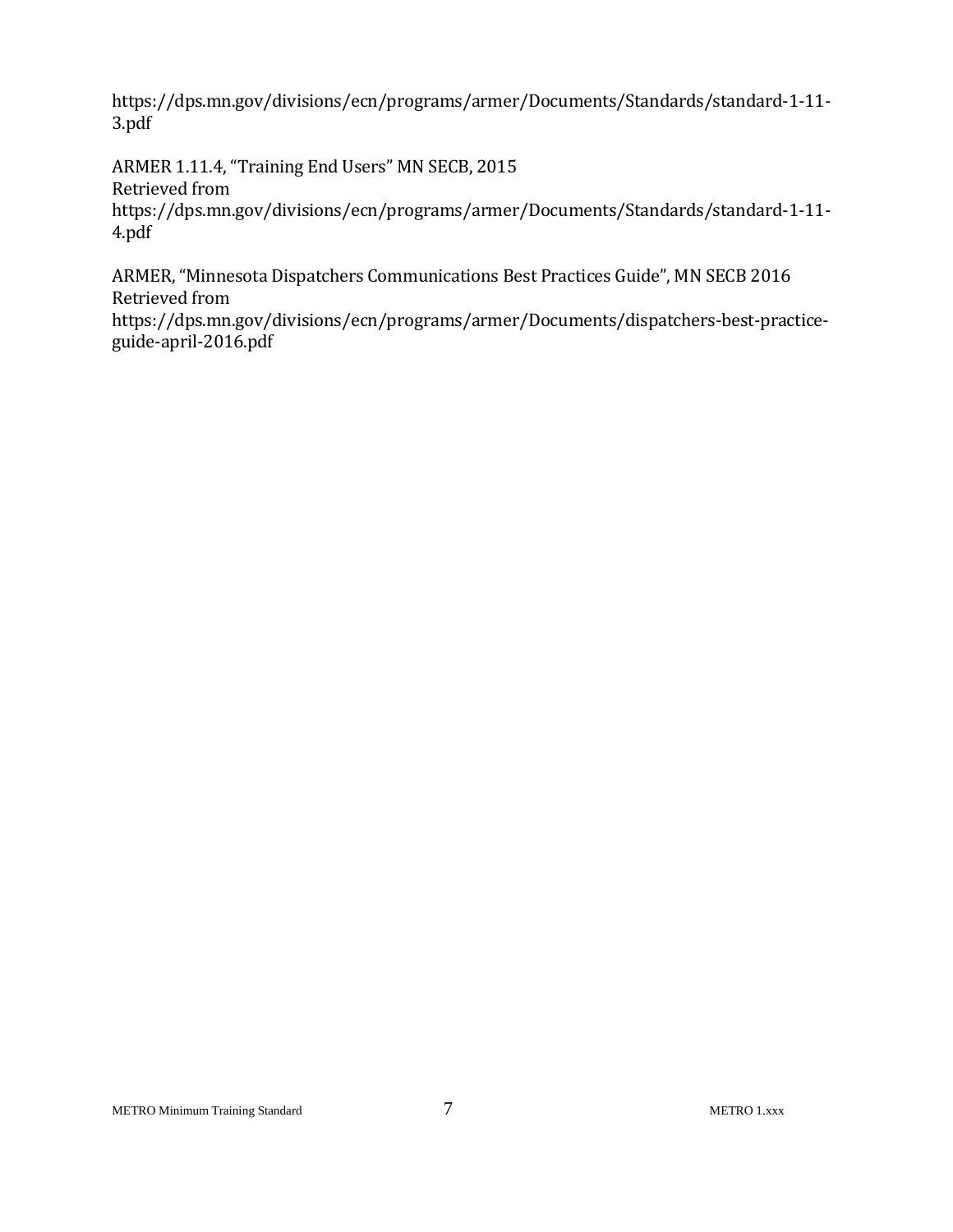https://dps.mn.gov/divisions/ecn/programs/armer/Documents/Standards/standard-1-11-3.pdf

ARMER 1.11.4, “Training End Users” MN SECB, 2015
Retrieved from
https://dps.mn.gov/divisions/ecn/programs/armer/Documents/Standards/standard-1-11-4.pdf

ARMER, “Minnesota Dispatchers Communications Best Practices Guide”, MN SECB 2016
Retrieved from
https://dps.mn.gov/divisions/ecn/programs/armer/Documents/dispatchers-best-practice-guide-april-2016.pdf